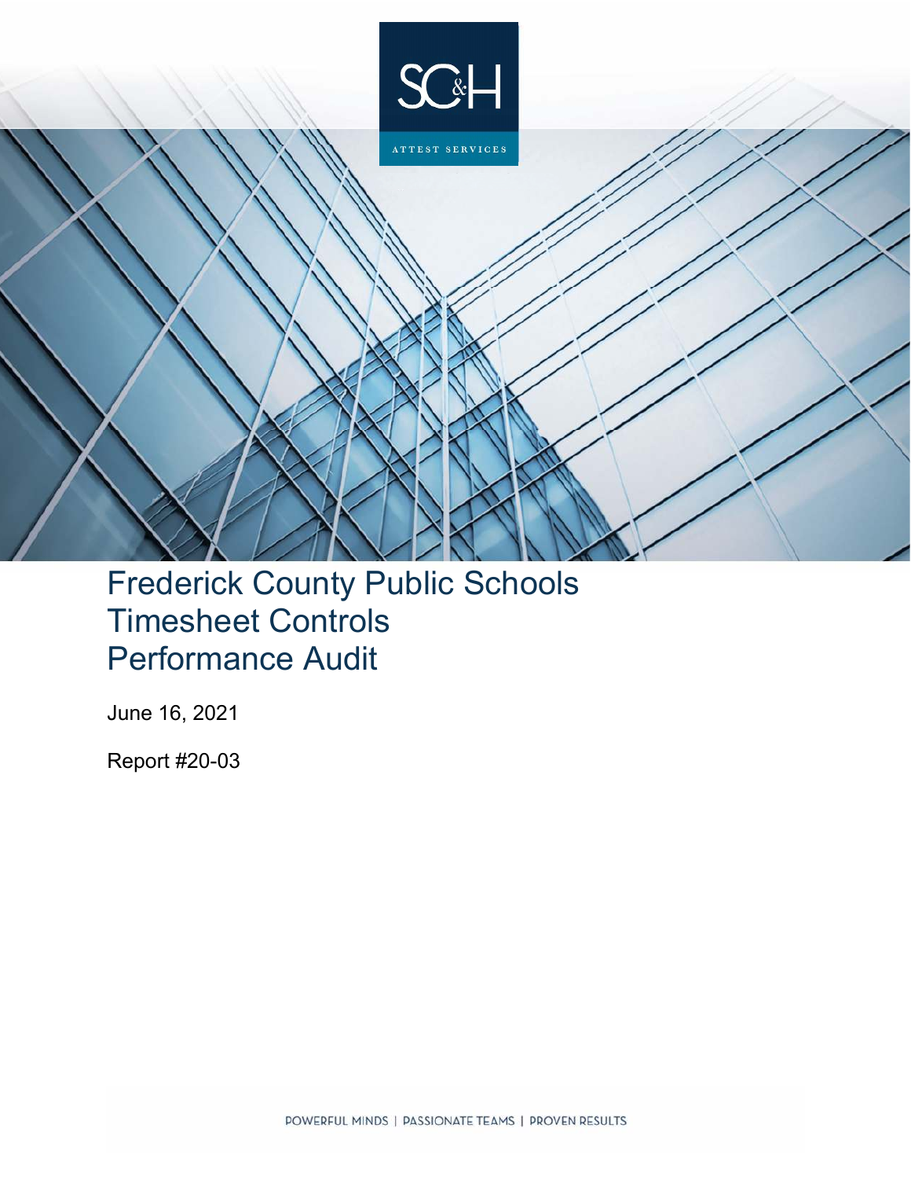SC&H

ATTEST SERVICES

# Frederick County Public Schools Timesheet Controls Performance Audit

June 16, 2021

Report #20-03

POWERFUL MINDS | PASSIONATE TEAMS | PROVEN RESULTS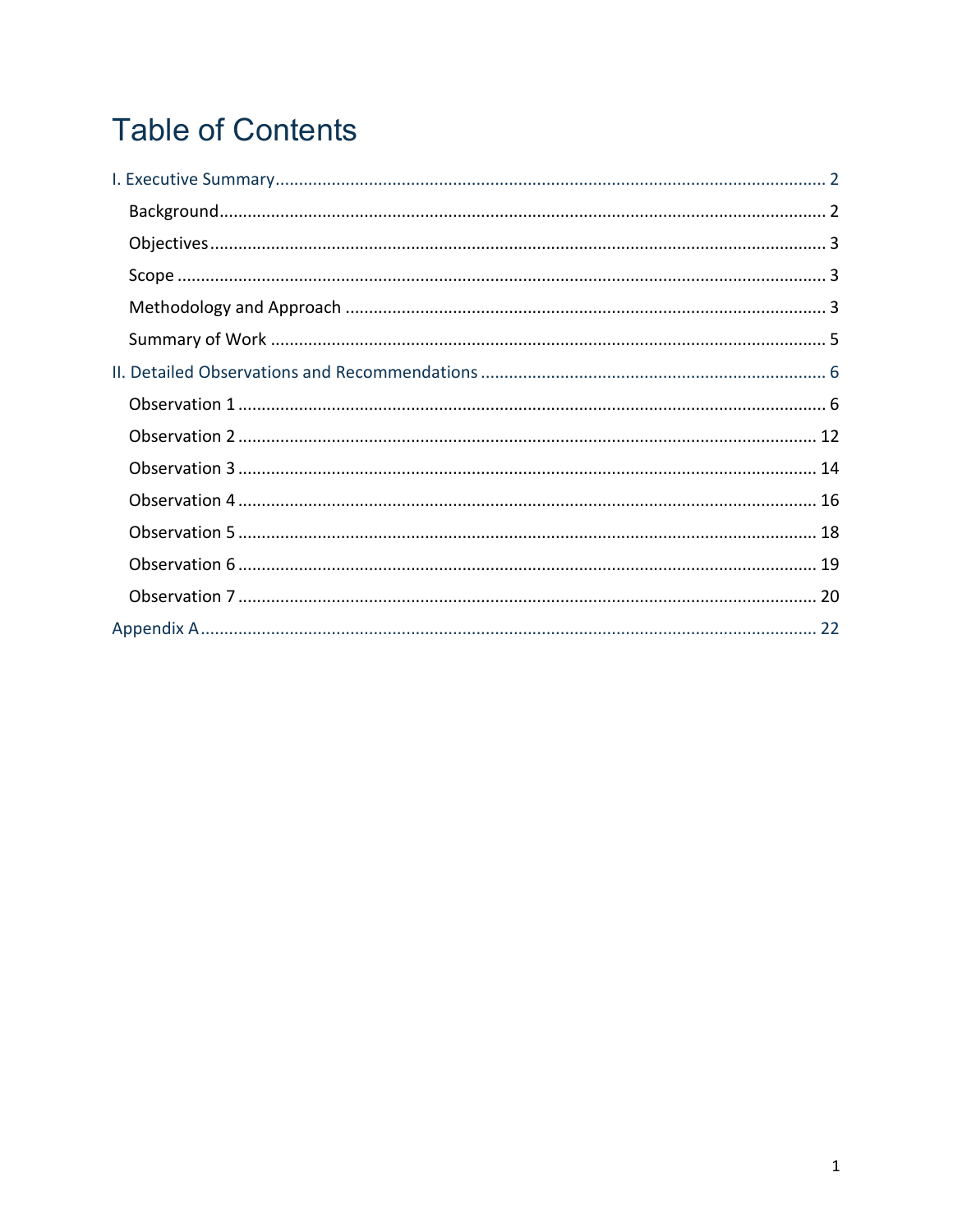# Table of Contents

I. Executive Summary ........ 2

- Background ........ 2
- Objectives ........ 3
- Scope ........ 3
- Methodology and Approach ........ 3
- Summary of Work ........ 5

II. Detailed Observations and Recommendations ........ 6

- Observation 1 ........ 6
- Observation 2 ........ 12
- Observation 3 ........ 14
- Observation 4 ........ 16
- Observation 5 ........ 18
- Observation 6 ........ 19
- Observation 7 ........ 20

Appendix A ........ 22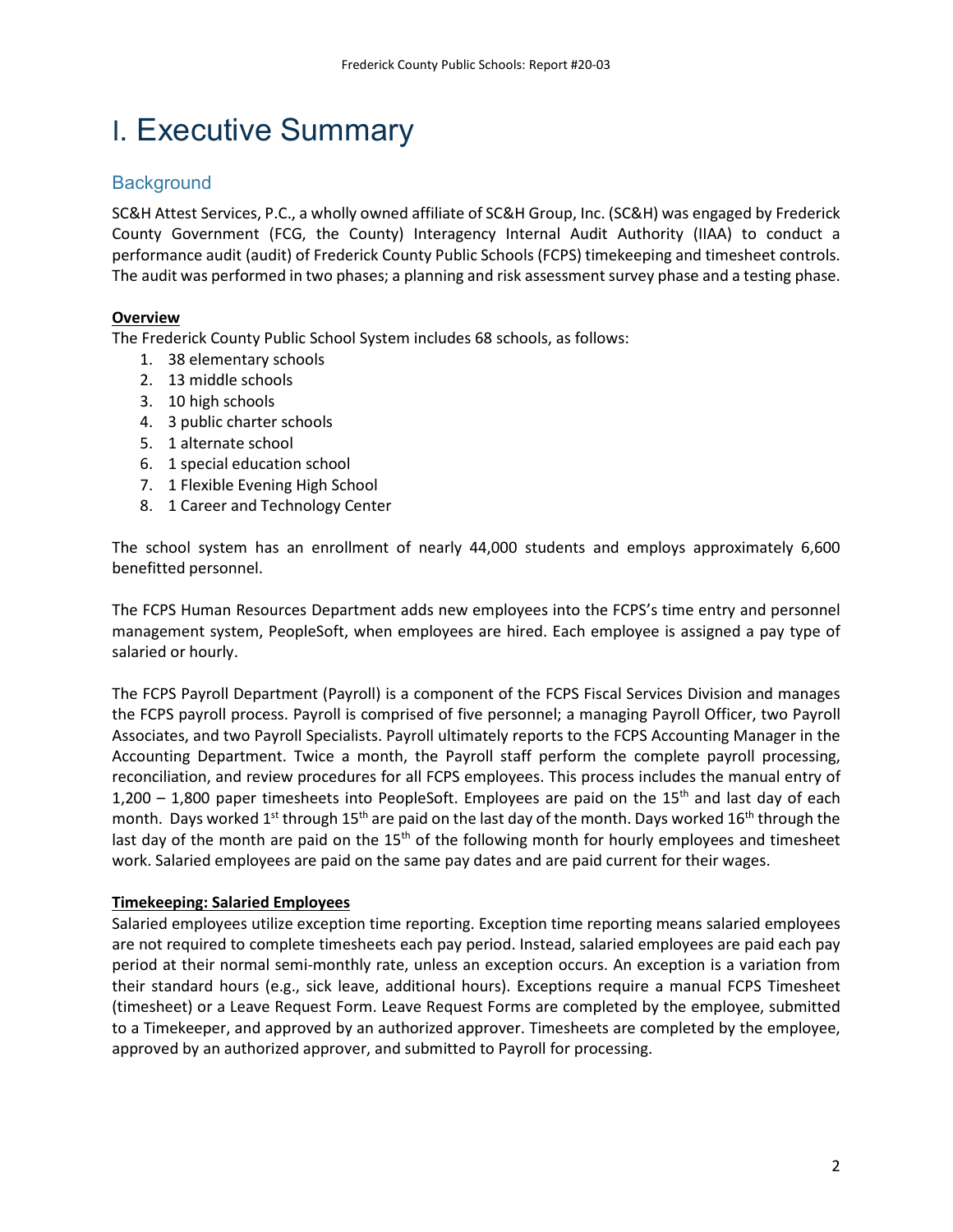# I. Executive Summary

## Background

SC&H Attest Services, P.C., a wholly owned affiliate of SC&H Group, Inc. (SC&H) was engaged by Frederick County Government (FCG, the County) Interagency Internal Audit Authority (IIAA) to conduct a performance audit (audit) of Frederick County Public Schools (FCPS) timekeeping and timesheet controls. The audit was performed in two phases; a planning and risk assessment survey phase and a testing phase.

**Overview**

The Frederick County Public School System includes 68 schools, as follows:

1. 38 elementary schools
2. 13 middle schools
3. 10 high schools
4. 3 public charter schools
5. 1 alternate school
6. 1 special education school
7. 1 Flexible Evening High School
8. 1 Career and Technology Center

The school system has an enrollment of nearly 44,000 students and employs approximately 6,600 benefitted personnel.

The FCPS Human Resources Department adds new employees into the FCPS's time entry and personnel management system, PeopleSoft, when employees are hired. Each employee is assigned a pay type of salaried or hourly.

The FCPS Payroll Department (Payroll) is a component of the FCPS Fiscal Services Division and manages the FCPS payroll process. Payroll is comprised of five personnel; a managing Payroll Officer, two Payroll Associates, and two Payroll Specialists. Payroll ultimately reports to the FCPS Accounting Manager in the Accounting Department. Twice a month, the Payroll staff perform the complete payroll processing, reconciliation, and review procedures for all FCPS employees. This process includes the manual entry of 1,200 – 1,800 paper timesheets into PeopleSoft. Employees are paid on the 15th and last day of each month. Days worked 1st through 15th are paid on the last day of the month. Days worked 16th through the last day of the month are paid on the 15th of the following month for hourly employees and timesheet work. Salaried employees are paid on the same pay dates and are paid current for their wages.

**Timekeeping: Salaried Employees**

Salaried employees utilize exception time reporting. Exception time reporting means salaried employees are not required to complete timesheets each pay period. Instead, salaried employees are paid each pay period at their normal semi-monthly rate, unless an exception occurs. An exception is a variation from their standard hours (e.g., sick leave, additional hours). Exceptions require a manual FCPS Timesheet (timesheet) or a Leave Request Form. Leave Request Forms are completed by the employee, submitted to a Timekeeper, and approved by an authorized approver. Timesheets are completed by the employee, approved by an authorized approver, and submitted to Payroll for processing.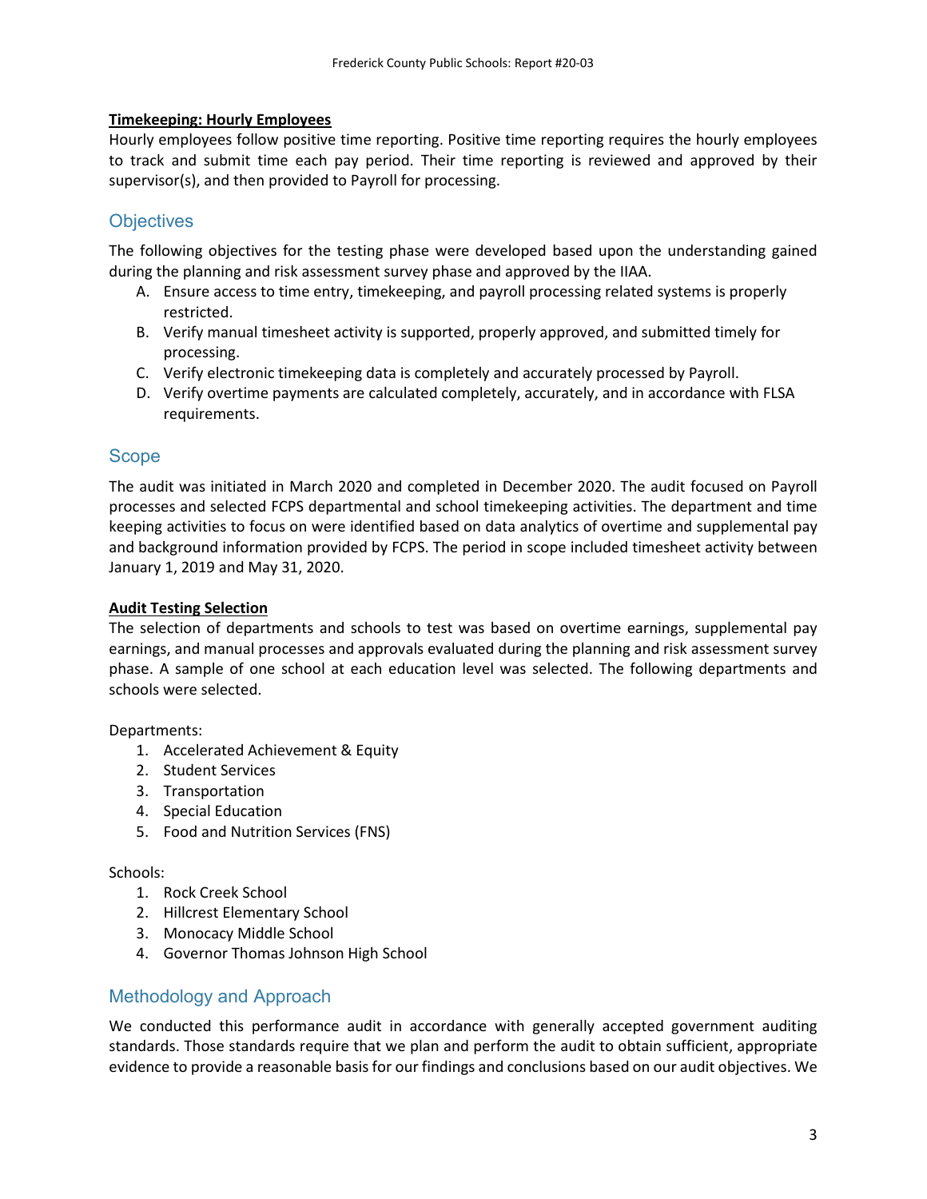**Timekeeping: Hourly Employees**

Hourly employees follow positive time reporting. Positive time reporting requires the hourly employees to track and submit time each pay period. Their time reporting is reviewed and approved by their supervisor(s), and then provided to Payroll for processing.

## Objectives

The following objectives for the testing phase were developed based upon the understanding gained during the planning and risk assessment survey phase and approved by the IIAA.

A. Ensure access to time entry, timekeeping, and payroll processing related systems is properly restricted.
B. Verify manual timesheet activity is supported, properly approved, and submitted timely for processing.
C. Verify electronic timekeeping data is completely and accurately processed by Payroll.
D. Verify overtime payments are calculated completely, accurately, and in accordance with FLSA requirements.

## Scope

The audit was initiated in March 2020 and completed in December 2020. The audit focused on Payroll processes and selected FCPS departmental and school timekeeping activities. The department and time keeping activities to focus on were identified based on data analytics of overtime and supplemental pay and background information provided by FCPS. The period in scope included timesheet activity between January 1, 2019 and May 31, 2020.

**Audit Testing Selection**

The selection of departments and schools to test was based on overtime earnings, supplemental pay earnings, and manual processes and approvals evaluated during the planning and risk assessment survey phase. A sample of one school at each education level was selected. The following departments and schools were selected.

Departments:

1. Accelerated Achievement & Equity
2. Student Services
3. Transportation
4. Special Education
5. Food and Nutrition Services (FNS)

Schools:

1. Rock Creek School
2. Hillcrest Elementary School
3. Monocacy Middle School
4. Governor Thomas Johnson High School

## Methodology and Approach

We conducted this performance audit in accordance with generally accepted government auditing standards. Those standards require that we plan and perform the audit to obtain sufficient, appropriate evidence to provide a reasonable basis for our findings and conclusions based on our audit objectives. We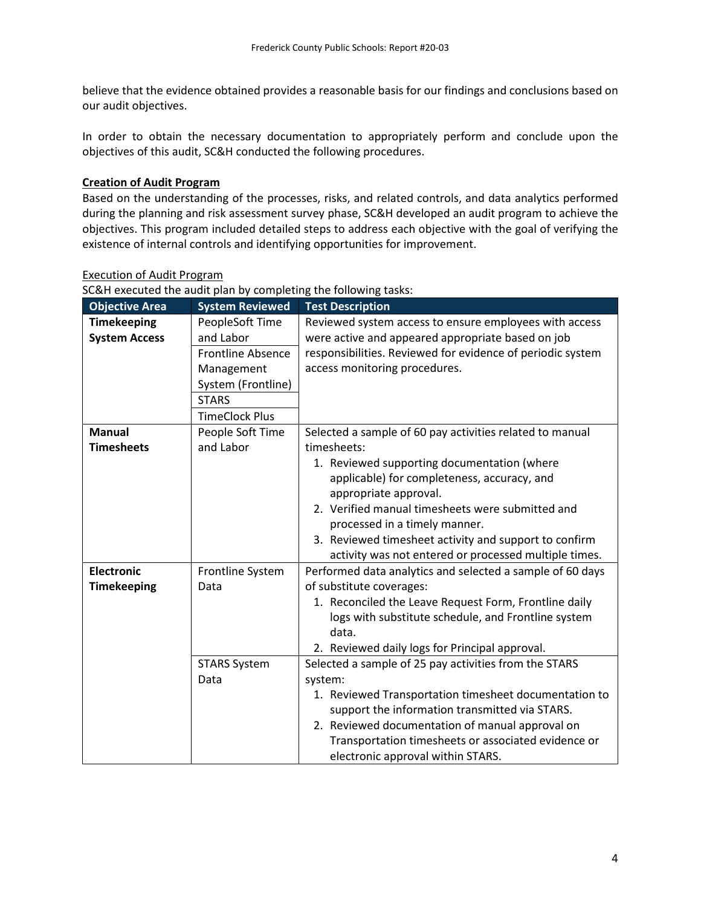believe that the evidence obtained provides a reasonable basis for our findings and conclusions based on our audit objectives.

In order to obtain the necessary documentation to appropriately perform and conclude upon the objectives of this audit, SC&H conducted the following procedures.

**Creation of Audit Program**

Based on the understanding of the processes, risks, and related controls, and data analytics performed during the planning and risk assessment survey phase, SC&H developed an audit program to achieve the objectives. This program included detailed steps to address each objective with the goal of verifying the existence of internal controls and identifying opportunities for improvement.

Execution of Audit Program

SC&H executed the audit plan by completing the following tasks:

| Objective Area | System Reviewed | Test Description |
|---|---|---|
| **Timekeeping System Access** | PeopleSoft Time and Labor<br>Frontline Absence Management System (Frontline)<br>STARS<br>TimeClock Plus | Reviewed system access to ensure employees with access were active and appeared appropriate based on job responsibilities. Reviewed for evidence of periodic system access monitoring procedures. |
| **Manual Timesheets** | People Soft Time and Labor | Selected a sample of 60 pay activities related to manual timesheets:<br>1. Reviewed supporting documentation (where applicable) for completeness, accuracy, and appropriate approval.<br>2. Verified manual timesheets were submitted and processed in a timely manner.<br>3. Reviewed timesheet activity and support to confirm activity was not entered or processed multiple times. |
| **Electronic Timekeeping** | Frontline System Data | Performed data analytics and selected a sample of 60 days of substitute coverages:<br>1. Reconciled the Leave Request Form, Frontline daily logs with substitute schedule, and Frontline system data.<br>2. Reviewed daily logs for Principal approval. |
| | STARS System Data | Selected a sample of 25 pay activities from the STARS system:<br>1. Reviewed Transportation timesheet documentation to support the information transmitted via STARS.<br>2. Reviewed documentation of manual approval on Transportation timesheets or associated evidence or electronic approval within STARS. |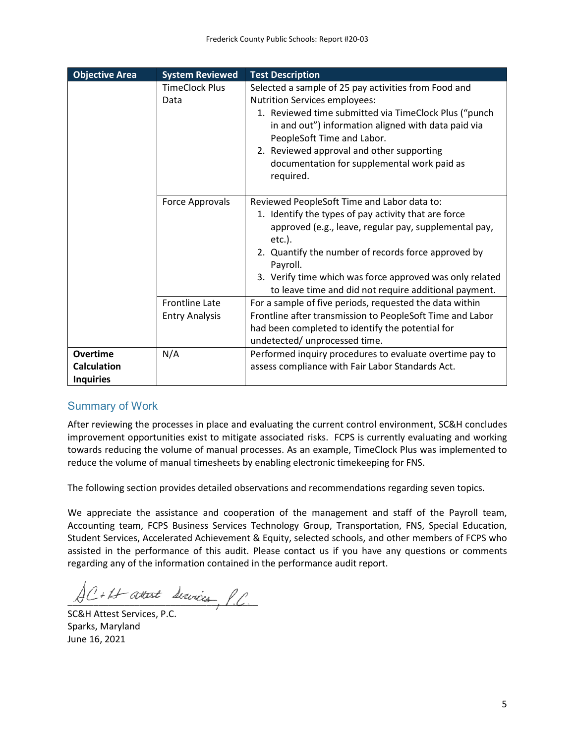| Objective Area | System Reviewed | Test Description |
| --- | --- | --- |
| | TimeClock Plus Data | Selected a sample of 25 pay activities from Food and Nutrition Services employees:<br>1. Reviewed time submitted via TimeClock Plus ("punch in and out") information aligned with data paid via PeopleSoft Time and Labor.<br>2. Reviewed approval and other supporting documentation for supplemental work paid as required. |
| | Force Approvals | Reviewed PeopleSoft Time and Labor data to:<br>1. Identify the types of pay activity that are force approved (e.g., leave, regular pay, supplemental pay, etc.).<br>2. Quantify the number of records force approved by Payroll.<br>3. Verify time which was force approved was only related to leave time and did not require additional payment. |
| | Frontline Late Entry Analysis | For a sample of five periods, requested the data within Frontline after transmission to PeopleSoft Time and Labor had been completed to identify the potential for undetected/ unprocessed time. |
| **Overtime Calculation Inquiries** | N/A | Performed inquiry procedures to evaluate overtime pay to assess compliance with Fair Labor Standards Act. |

## Summary of Work

After reviewing the processes in place and evaluating the current control environment, SC&H concludes improvement opportunities exist to mitigate associated risks. FCPS is currently evaluating and working towards reducing the volume of manual processes. As an example, TimeClock Plus was implemented to reduce the volume of manual timesheets by enabling electronic timekeeping for FNS.

The following section provides detailed observations and recommendations regarding seven topics.

We appreciate the assistance and cooperation of the management and staff of the Payroll team, Accounting team, FCPS Business Services Technology Group, Transportation, FNS, Special Education, Student Services, Accelerated Achievement & Equity, selected schools, and other members of FCPS who assisted in the performance of this audit. Please contact us if you have any questions or comments regarding any of the information contained in the performance audit report.

SC&H Attest Services, P.C.

SC&H Attest Services, P.C.
Sparks, Maryland
June 16, 2021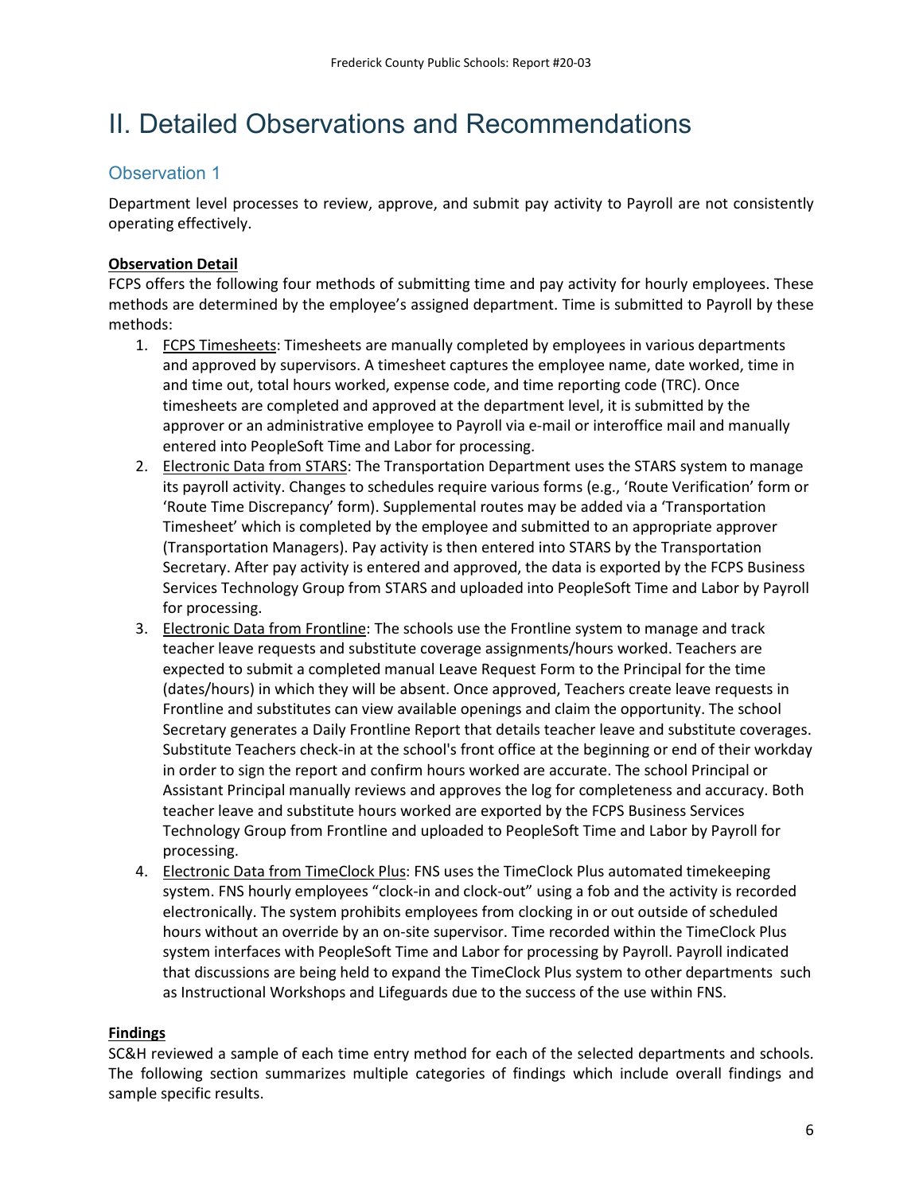# II. Detailed Observations and Recommendations

## Observation 1

Department level processes to review, approve, and submit pay activity to Payroll are not consistently operating effectively.

**Observation Detail**

FCPS offers the following four methods of submitting time and pay activity for hourly employees. These methods are determined by the employee's assigned department. Time is submitted to Payroll by these methods:

1. FCPS Timesheets: Timesheets are manually completed by employees in various departments and approved by supervisors. A timesheet captures the employee name, date worked, time in and time out, total hours worked, expense code, and time reporting code (TRC). Once timesheets are completed and approved at the department level, it is submitted by the approver or an administrative employee to Payroll via e-mail or interoffice mail and manually entered into PeopleSoft Time and Labor for processing.
2. Electronic Data from STARS: The Transportation Department uses the STARS system to manage its payroll activity. Changes to schedules require various forms (e.g., 'Route Verification' form or 'Route Time Discrepancy' form). Supplemental routes may be added via a 'Transportation Timesheet' which is completed by the employee and submitted to an appropriate approver (Transportation Managers). Pay activity is then entered into STARS by the Transportation Secretary. After pay activity is entered and approved, the data is exported by the FCPS Business Services Technology Group from STARS and uploaded into PeopleSoft Time and Labor by Payroll for processing.
3. Electronic Data from Frontline: The schools use the Frontline system to manage and track teacher leave requests and substitute coverage assignments/hours worked. Teachers are expected to submit a completed manual Leave Request Form to the Principal for the time (dates/hours) in which they will be absent. Once approved, Teachers create leave requests in Frontline and substitutes can view available openings and claim the opportunity. The school Secretary generates a Daily Frontline Report that details teacher leave and substitute coverages. Substitute Teachers check-in at the school's front office at the beginning or end of their workday in order to sign the report and confirm hours worked are accurate. The school Principal or Assistant Principal manually reviews and approves the log for completeness and accuracy. Both teacher leave and substitute hours worked are exported by the FCPS Business Services Technology Group from Frontline and uploaded to PeopleSoft Time and Labor by Payroll for processing.
4. Electronic Data from TimeClock Plus: FNS uses the TimeClock Plus automated timekeeping system. FNS hourly employees "clock-in and clock-out" using a fob and the activity is recorded electronically. The system prohibits employees from clocking in or out outside of scheduled hours without an override by an on-site supervisor. Time recorded within the TimeClock Plus system interfaces with PeopleSoft Time and Labor for processing by Payroll. Payroll indicated that discussions are being held to expand the TimeClock Plus system to other departments such as Instructional Workshops and Lifeguards due to the success of the use within FNS.

**Findings**

SC&H reviewed a sample of each time entry method for each of the selected departments and schools. The following section summarizes multiple categories of findings which include overall findings and sample specific results.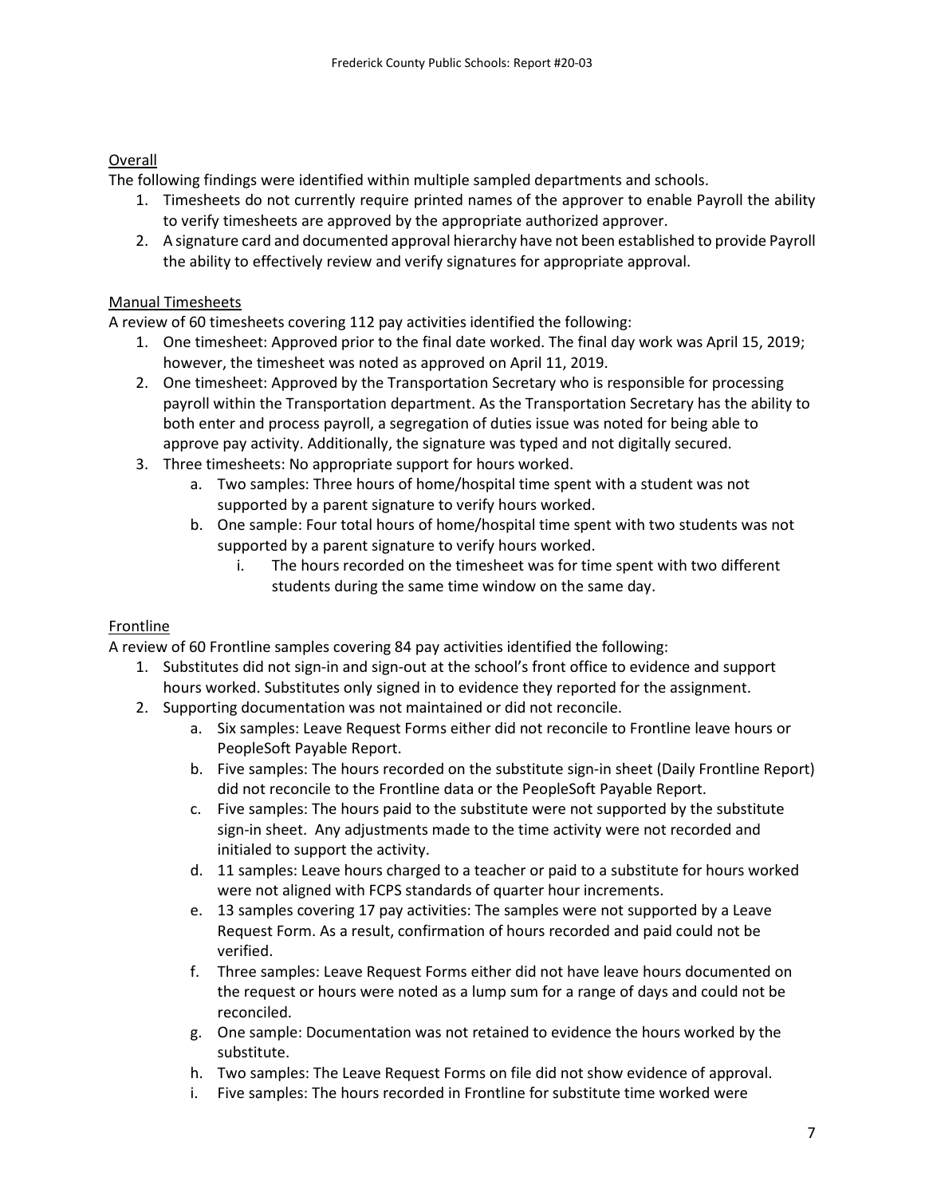Overall

The following findings were identified within multiple sampled departments and schools.

1. Timesheets do not currently require printed names of the approver to enable Payroll the ability to verify timesheets are approved by the appropriate authorized approver.
2. A signature card and documented approval hierarchy have not been established to provide Payroll the ability to effectively review and verify signatures for appropriate approval.

Manual Timesheets

A review of 60 timesheets covering 112 pay activities identified the following:

1. One timesheet: Approved prior to the final date worked. The final day work was April 15, 2019; however, the timesheet was noted as approved on April 11, 2019.
2. One timesheet: Approved by the Transportation Secretary who is responsible for processing payroll within the Transportation department. As the Transportation Secretary has the ability to both enter and process payroll, a segregation of duties issue was noted for being able to approve pay activity. Additionally, the signature was typed and not digitally secured.
3. Three timesheets: No appropriate support for hours worked.
   a. Two samples: Three hours of home/hospital time spent with a student was not supported by a parent signature to verify hours worked.
   b. One sample: Four total hours of home/hospital time spent with two students was not supported by a parent signature to verify hours worked.
      i. The hours recorded on the timesheet was for time spent with two different students during the same time window on the same day.

Frontline

A review of 60 Frontline samples covering 84 pay activities identified the following:

1. Substitutes did not sign-in and sign-out at the school's front office to evidence and support hours worked. Substitutes only signed in to evidence they reported for the assignment.
2. Supporting documentation was not maintained or did not reconcile.
   a. Six samples: Leave Request Forms either did not reconcile to Frontline leave hours or PeopleSoft Payable Report.
   b. Five samples: The hours recorded on the substitute sign-in sheet (Daily Frontline Report) did not reconcile to the Frontline data or the PeopleSoft Payable Report.
   c. Five samples: The hours paid to the substitute were not supported by the substitute sign-in sheet. Any adjustments made to the time activity were not recorded and initialed to support the activity.
   d. 11 samples: Leave hours charged to a teacher or paid to a substitute for hours worked were not aligned with FCPS standards of quarter hour increments.
   e. 13 samples covering 17 pay activities: The samples were not supported by a Leave Request Form. As a result, confirmation of hours recorded and paid could not be verified.
   f. Three samples: Leave Request Forms either did not have leave hours documented on the request or hours were noted as a lump sum for a range of days and could not be reconciled.
   g. One sample: Documentation was not retained to evidence the hours worked by the substitute.
   h. Two samples: The Leave Request Forms on file did not show evidence of approval.
   i. Five samples: The hours recorded in Frontline for substitute time worked were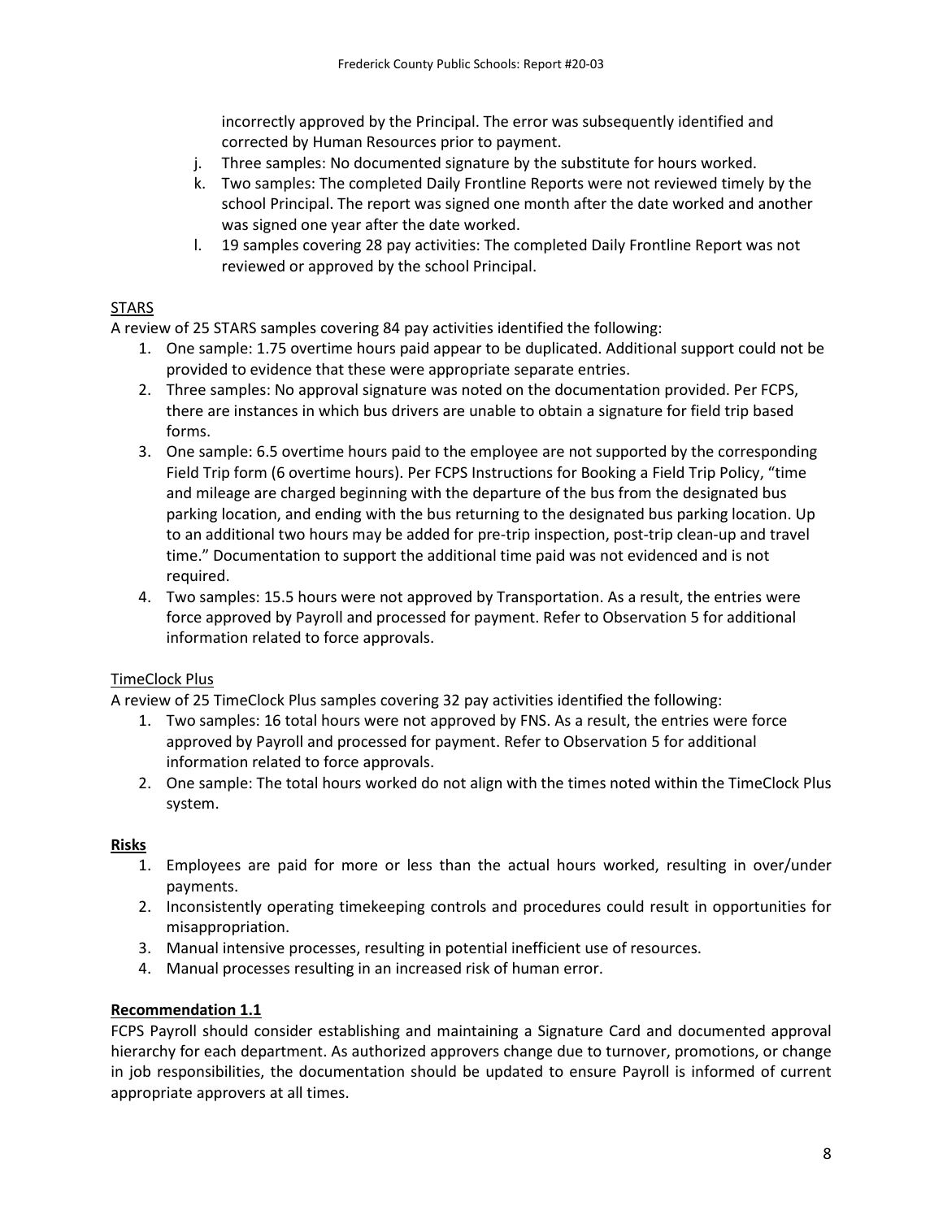incorrectly approved by the Principal. The error was subsequently identified and corrected by Human Resources prior to payment.

j. Three samples: No documented signature by the substitute for hours worked.
k. Two samples: The completed Daily Frontline Reports were not reviewed timely by the school Principal. The report was signed one month after the date worked and another was signed one year after the date worked.
l. 19 samples covering 28 pay activities: The completed Daily Frontline Report was not reviewed or approved by the school Principal.

STARS

A review of 25 STARS samples covering 84 pay activities identified the following:

1. One sample: 1.75 overtime hours paid appear to be duplicated. Additional support could not be provided to evidence that these were appropriate separate entries.
2. Three samples: No approval signature was noted on the documentation provided. Per FCPS, there are instances in which bus drivers are unable to obtain a signature for field trip based forms.
3. One sample: 6.5 overtime hours paid to the employee are not supported by the corresponding Field Trip form (6 overtime hours). Per FCPS Instructions for Booking a Field Trip Policy, "time and mileage are charged beginning with the departure of the bus from the designated bus parking location, and ending with the bus returning to the designated bus parking location. Up to an additional two hours may be added for pre-trip inspection, post-trip clean-up and travel time." Documentation to support the additional time paid was not evidenced and is not required.
4. Two samples: 15.5 hours were not approved by Transportation. As a result, the entries were force approved by Payroll and processed for payment. Refer to Observation 5 for additional information related to force approvals.

TimeClock Plus

A review of 25 TimeClock Plus samples covering 32 pay activities identified the following:

1. Two samples: 16 total hours were not approved by FNS. As a result, the entries were force approved by Payroll and processed for payment. Refer to Observation 5 for additional information related to force approvals.
2. One sample: The total hours worked do not align with the times noted within the TimeClock Plus system.

**Risks**

1. Employees are paid for more or less than the actual hours worked, resulting in over/under payments.
2. Inconsistently operating timekeeping controls and procedures could result in opportunities for misappropriation.
3. Manual intensive processes, resulting in potential inefficient use of resources.
4. Manual processes resulting in an increased risk of human error.

**Recommendation 1.1**

FCPS Payroll should consider establishing and maintaining a Signature Card and documented approval hierarchy for each department. As authorized approvers change due to turnover, promotions, or change in job responsibilities, the documentation should be updated to ensure Payroll is informed of current appropriate approvers at all times.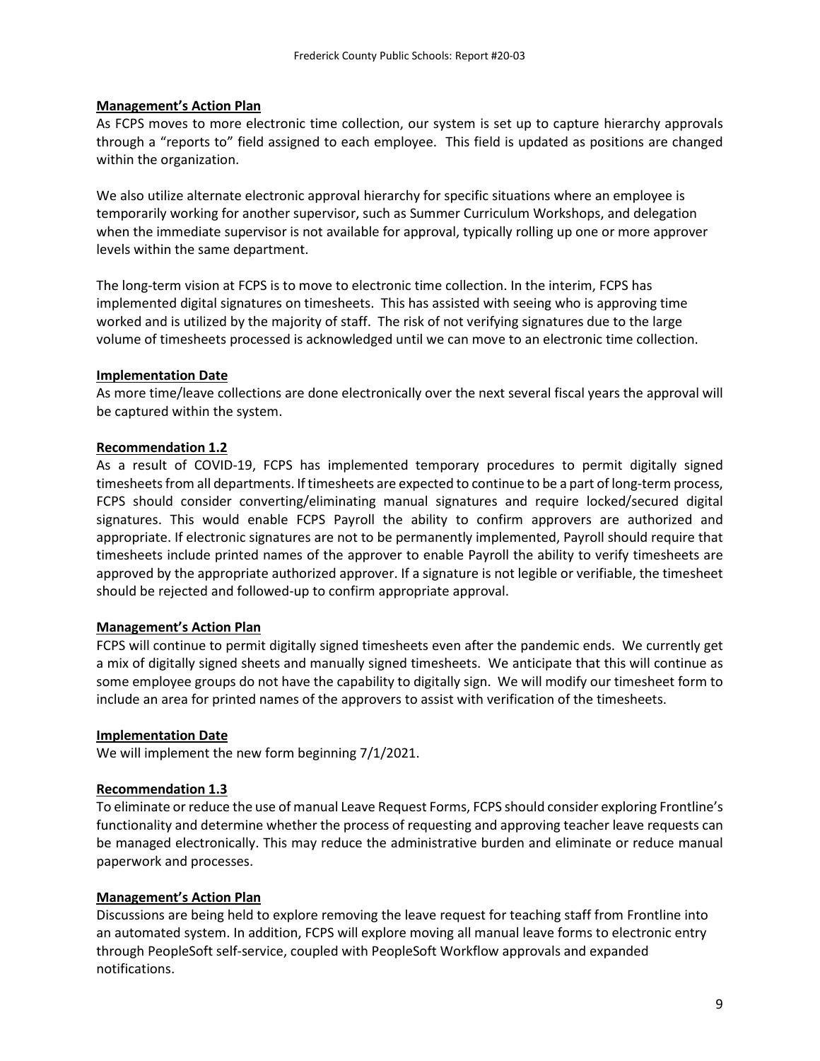**Management's Action Plan**

As FCPS moves to more electronic time collection, our system is set up to capture hierarchy approvals through a "reports to" field assigned to each employee. This field is updated as positions are changed within the organization.

We also utilize alternate electronic approval hierarchy for specific situations where an employee is temporarily working for another supervisor, such as Summer Curriculum Workshops, and delegation when the immediate supervisor is not available for approval, typically rolling up one or more approver levels within the same department.

The long-term vision at FCPS is to move to electronic time collection. In the interim, FCPS has implemented digital signatures on timesheets. This has assisted with seeing who is approving time worked and is utilized by the majority of staff. The risk of not verifying signatures due to the large volume of timesheets processed is acknowledged until we can move to an electronic time collection.

**Implementation Date**

As more time/leave collections are done electronically over the next several fiscal years the approval will be captured within the system.

**Recommendation 1.2**

As a result of COVID-19, FCPS has implemented temporary procedures to permit digitally signed timesheets from all departments. If timesheets are expected to continue to be a part of long-term process, FCPS should consider converting/eliminating manual signatures and require locked/secured digital signatures. This would enable FCPS Payroll the ability to confirm approvers are authorized and appropriate. If electronic signatures are not to be permanently implemented, Payroll should require that timesheets include printed names of the approver to enable Payroll the ability to verify timesheets are approved by the appropriate authorized approver. If a signature is not legible or verifiable, the timesheet should be rejected and followed-up to confirm appropriate approval.

**Management's Action Plan**

FCPS will continue to permit digitally signed timesheets even after the pandemic ends. We currently get a mix of digitally signed sheets and manually signed timesheets. We anticipate that this will continue as some employee groups do not have the capability to digitally sign. We will modify our timesheet form to include an area for printed names of the approvers to assist with verification of the timesheets.

**Implementation Date**

We will implement the new form beginning 7/1/2021.

**Recommendation 1.3**

To eliminate or reduce the use of manual Leave Request Forms, FCPS should consider exploring Frontline's functionality and determine whether the process of requesting and approving teacher leave requests can be managed electronically. This may reduce the administrative burden and eliminate or reduce manual paperwork and processes.

**Management's Action Plan**

Discussions are being held to explore removing the leave request for teaching staff from Frontline into an automated system. In addition, FCPS will explore moving all manual leave forms to electronic entry through PeopleSoft self-service, coupled with PeopleSoft Workflow approvals and expanded notifications.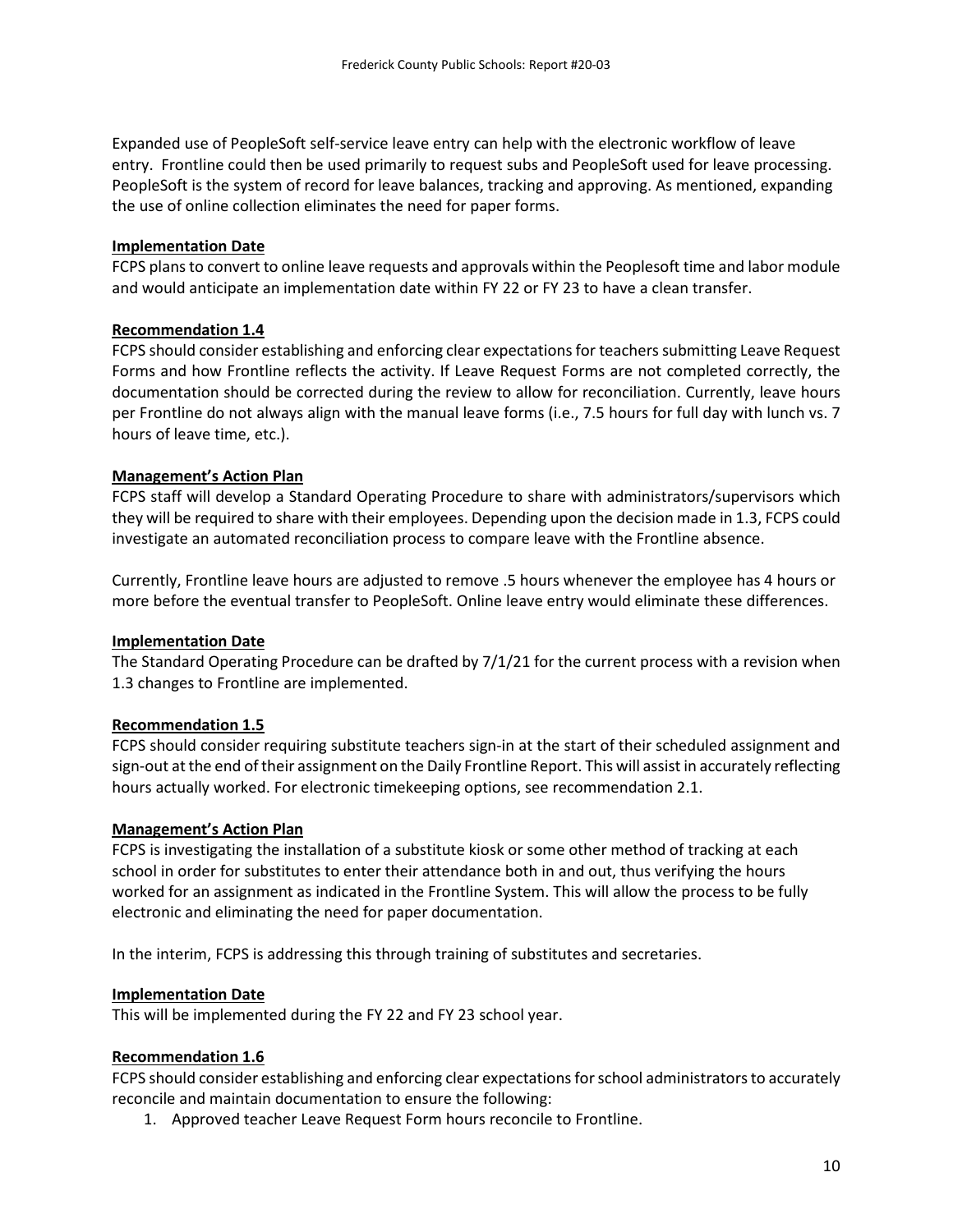Expanded use of PeopleSoft self-service leave entry can help with the electronic workflow of leave entry. Frontline could then be used primarily to request subs and PeopleSoft used for leave processing. PeopleSoft is the system of record for leave balances, tracking and approving. As mentioned, expanding the use of online collection eliminates the need for paper forms.

**Implementation Date**

FCPS plans to convert to online leave requests and approvals within the Peoplesoft time and labor module and would anticipate an implementation date within FY 22 or FY 23 to have a clean transfer.

**Recommendation 1.4**

FCPS should consider establishing and enforcing clear expectations for teachers submitting Leave Request Forms and how Frontline reflects the activity. If Leave Request Forms are not completed correctly, the documentation should be corrected during the review to allow for reconciliation. Currently, leave hours per Frontline do not always align with the manual leave forms (i.e., 7.5 hours for full day with lunch vs. 7 hours of leave time, etc.).

**Management's Action Plan**

FCPS staff will develop a Standard Operating Procedure to share with administrators/supervisors which they will be required to share with their employees. Depending upon the decision made in 1.3, FCPS could investigate an automated reconciliation process to compare leave with the Frontline absence.

Currently, Frontline leave hours are adjusted to remove .5 hours whenever the employee has 4 hours or more before the eventual transfer to PeopleSoft. Online leave entry would eliminate these differences.

**Implementation Date**

The Standard Operating Procedure can be drafted by 7/1/21 for the current process with a revision when 1.3 changes to Frontline are implemented.

**Recommendation 1.5**

FCPS should consider requiring substitute teachers sign-in at the start of their scheduled assignment and sign-out at the end of their assignment on the Daily Frontline Report. This will assist in accurately reflecting hours actually worked. For electronic timekeeping options, see recommendation 2.1.

**Management's Action Plan**

FCPS is investigating the installation of a substitute kiosk or some other method of tracking at each school in order for substitutes to enter their attendance both in and out, thus verifying the hours worked for an assignment as indicated in the Frontline System. This will allow the process to be fully electronic and eliminating the need for paper documentation.

In the interim, FCPS is addressing this through training of substitutes and secretaries.

**Implementation Date**

This will be implemented during the FY 22 and FY 23 school year.

**Recommendation 1.6**

FCPS should consider establishing and enforcing clear expectations for school administrators to accurately reconcile and maintain documentation to ensure the following:

1. Approved teacher Leave Request Form hours reconcile to Frontline.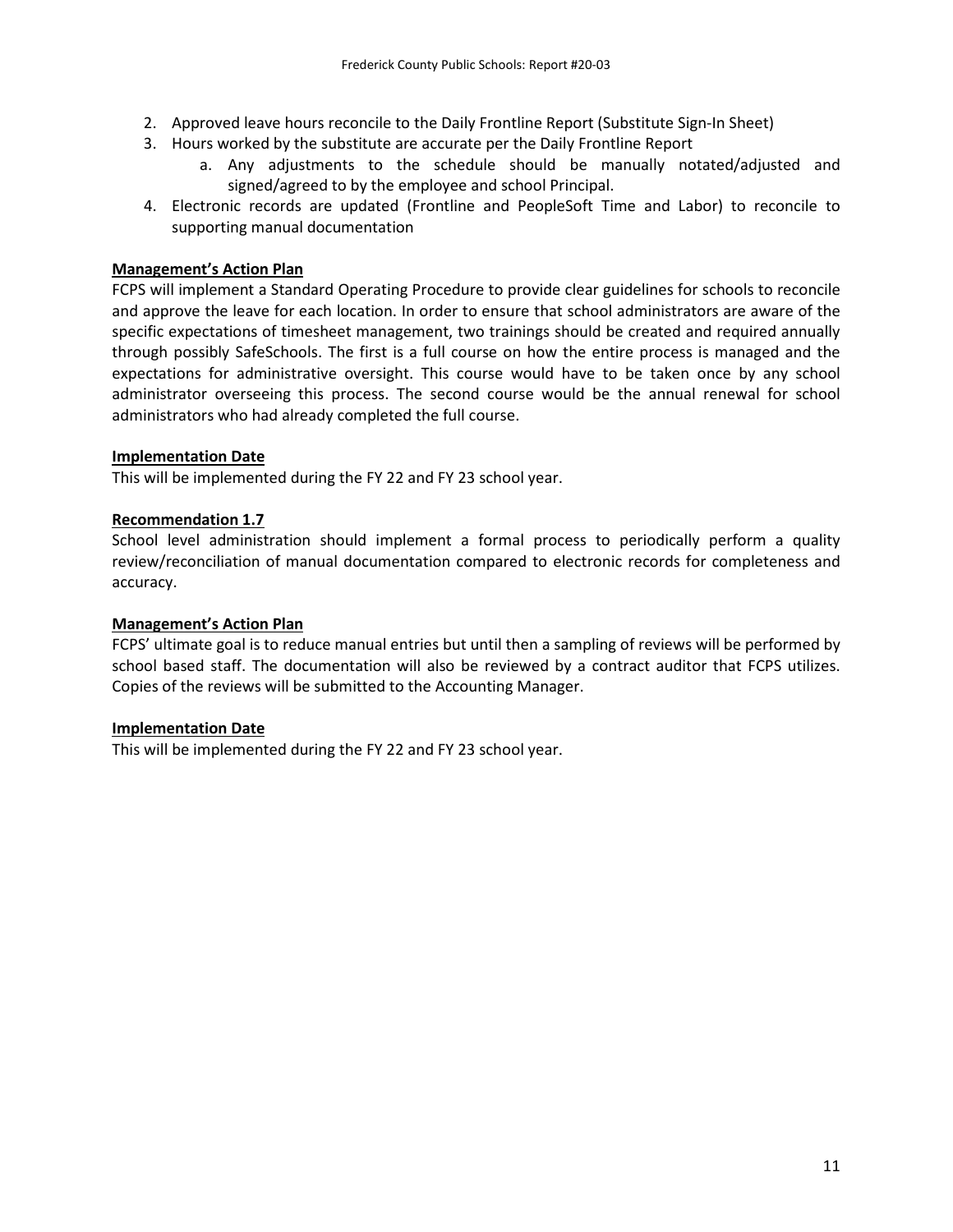2. Approved leave hours reconcile to the Daily Frontline Report (Substitute Sign-In Sheet)
3. Hours worked by the substitute are accurate per the Daily Frontline Report
    a. Any adjustments to the schedule should be manually notated/adjusted and signed/agreed to by the employee and school Principal.
4. Electronic records are updated (Frontline and PeopleSoft Time and Labor) to reconcile to supporting manual documentation

**Management's Action Plan**

FCPS will implement a Standard Operating Procedure to provide clear guidelines for schools to reconcile and approve the leave for each location. In order to ensure that school administrators are aware of the specific expectations of timesheet management, two trainings should be created and required annually through possibly SafeSchools. The first is a full course on how the entire process is managed and the expectations for administrative oversight. This course would have to be taken once by any school administrator overseeing this process. The second course would be the annual renewal for school administrators who had already completed the full course.

**Implementation Date**

This will be implemented during the FY 22 and FY 23 school year.

**Recommendation 1.7**

School level administration should implement a formal process to periodically perform a quality review/reconciliation of manual documentation compared to electronic records for completeness and accuracy.

**Management's Action Plan**

FCPS' ultimate goal is to reduce manual entries but until then a sampling of reviews will be performed by school based staff. The documentation will also be reviewed by a contract auditor that FCPS utilizes. Copies of the reviews will be submitted to the Accounting Manager.

**Implementation Date**

This will be implemented during the FY 22 and FY 23 school year.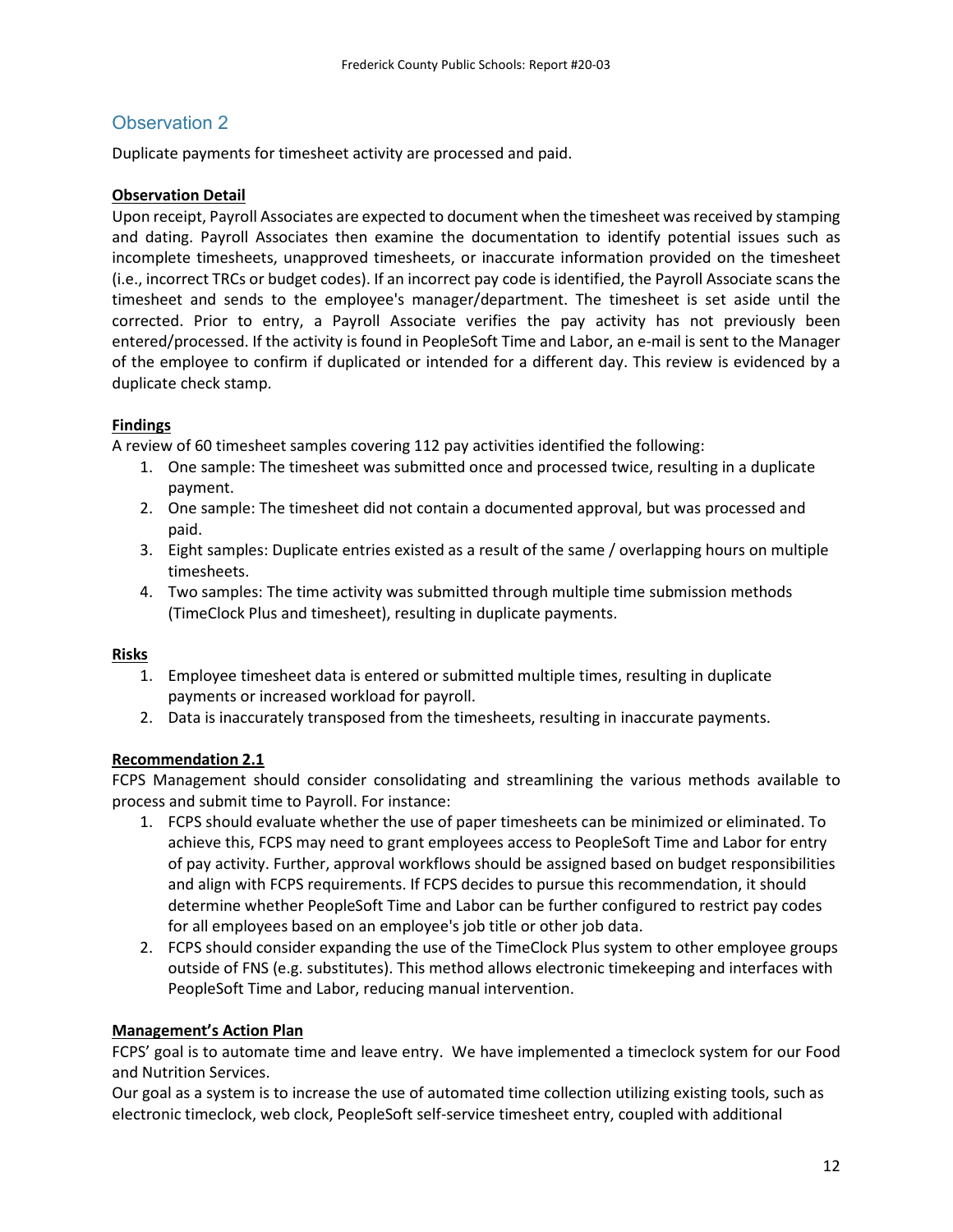## Observation 2

Duplicate payments for timesheet activity are processed and paid.

**Observation Detail**

Upon receipt, Payroll Associates are expected to document when the timesheet was received by stamping and dating. Payroll Associates then examine the documentation to identify potential issues such as incomplete timesheets, unapproved timesheets, or inaccurate information provided on the timesheet (i.e., incorrect TRCs or budget codes). If an incorrect pay code is identified, the Payroll Associate scans the timesheet and sends to the employee's manager/department. The timesheet is set aside until the corrected. Prior to entry, a Payroll Associate verifies the pay activity has not previously been entered/processed. If the activity is found in PeopleSoft Time and Labor, an e-mail is sent to the Manager of the employee to confirm if duplicated or intended for a different day. This review is evidenced by a duplicate check stamp.

**Findings**

A review of 60 timesheet samples covering 112 pay activities identified the following:

1. One sample: The timesheet was submitted once and processed twice, resulting in a duplicate payment.
2. One sample: The timesheet did not contain a documented approval, but was processed and paid.
3. Eight samples: Duplicate entries existed as a result of the same / overlapping hours on multiple timesheets.
4. Two samples: The time activity was submitted through multiple time submission methods (TimeClock Plus and timesheet), resulting in duplicate payments.

**Risks**

1. Employee timesheet data is entered or submitted multiple times, resulting in duplicate payments or increased workload for payroll.
2. Data is inaccurately transposed from the timesheets, resulting in inaccurate payments.

**Recommendation 2.1**

FCPS Management should consider consolidating and streamlining the various methods available to process and submit time to Payroll. For instance:

1. FCPS should evaluate whether the use of paper timesheets can be minimized or eliminated. To achieve this, FCPS may need to grant employees access to PeopleSoft Time and Labor for entry of pay activity. Further, approval workflows should be assigned based on budget responsibilities and align with FCPS requirements. If FCPS decides to pursue this recommendation, it should determine whether PeopleSoft Time and Labor can be further configured to restrict pay codes for all employees based on an employee's job title or other job data.
2. FCPS should consider expanding the use of the TimeClock Plus system to other employee groups outside of FNS (e.g. substitutes). This method allows electronic timekeeping and interfaces with PeopleSoft Time and Labor, reducing manual intervention.

**Management's Action Plan**

FCPS' goal is to automate time and leave entry. We have implemented a timeclock system for our Food and Nutrition Services.

Our goal as a system is to increase the use of automated time collection utilizing existing tools, such as electronic timeclock, web clock, PeopleSoft self-service timesheet entry, coupled with additional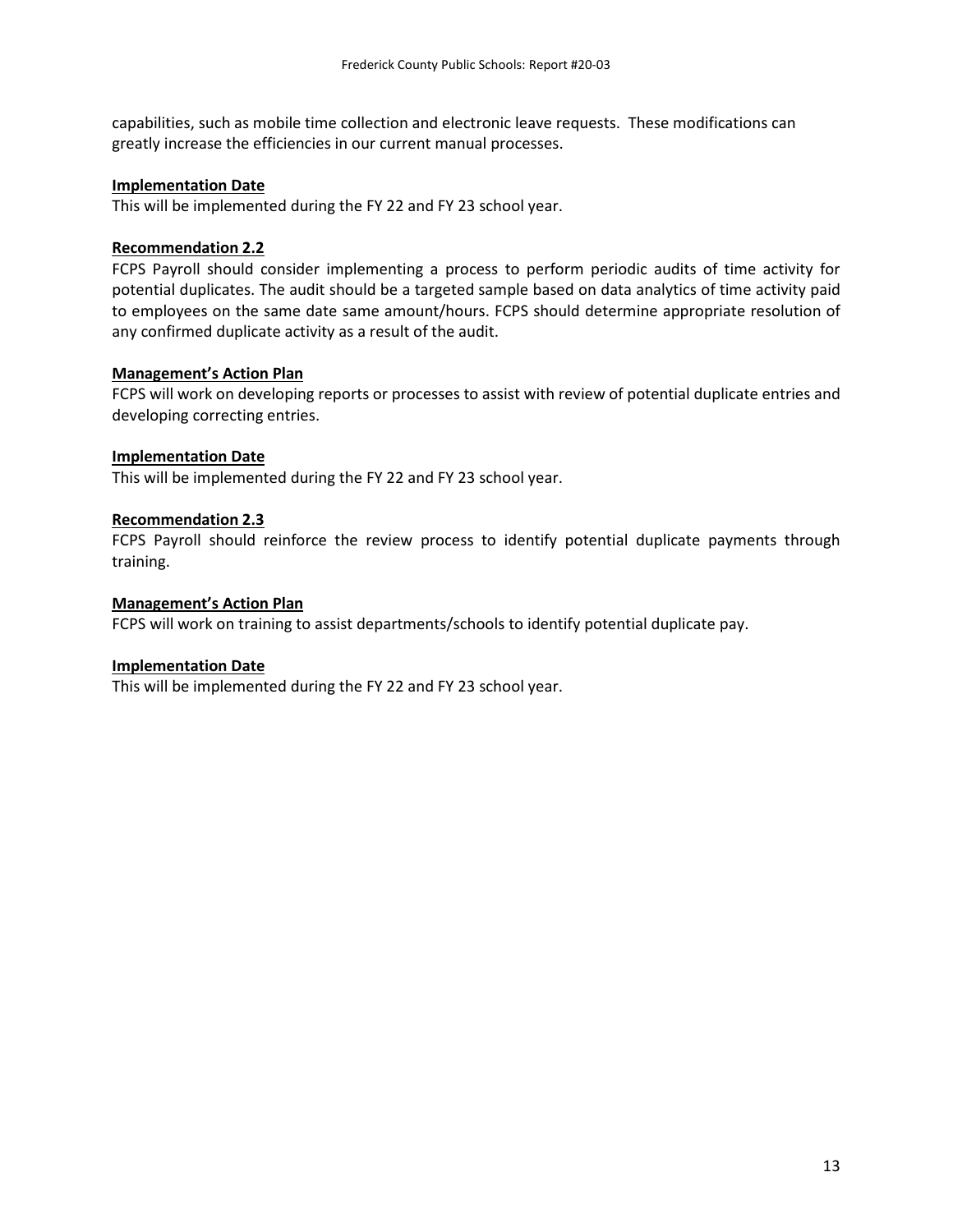capabilities, such as mobile time collection and electronic leave requests. These modifications can greatly increase the efficiencies in our current manual processes.

**Implementation Date**

This will be implemented during the FY 22 and FY 23 school year.

**Recommendation 2.2**

FCPS Payroll should consider implementing a process to perform periodic audits of time activity for potential duplicates. The audit should be a targeted sample based on data analytics of time activity paid to employees on the same date same amount/hours. FCPS should determine appropriate resolution of any confirmed duplicate activity as a result of the audit.

**Management's Action Plan**

FCPS will work on developing reports or processes to assist with review of potential duplicate entries and developing correcting entries.

**Implementation Date**

This will be implemented during the FY 22 and FY 23 school year.

**Recommendation 2.3**

FCPS Payroll should reinforce the review process to identify potential duplicate payments through training.

**Management's Action Plan**

FCPS will work on training to assist departments/schools to identify potential duplicate pay.

**Implementation Date**

This will be implemented during the FY 22 and FY 23 school year.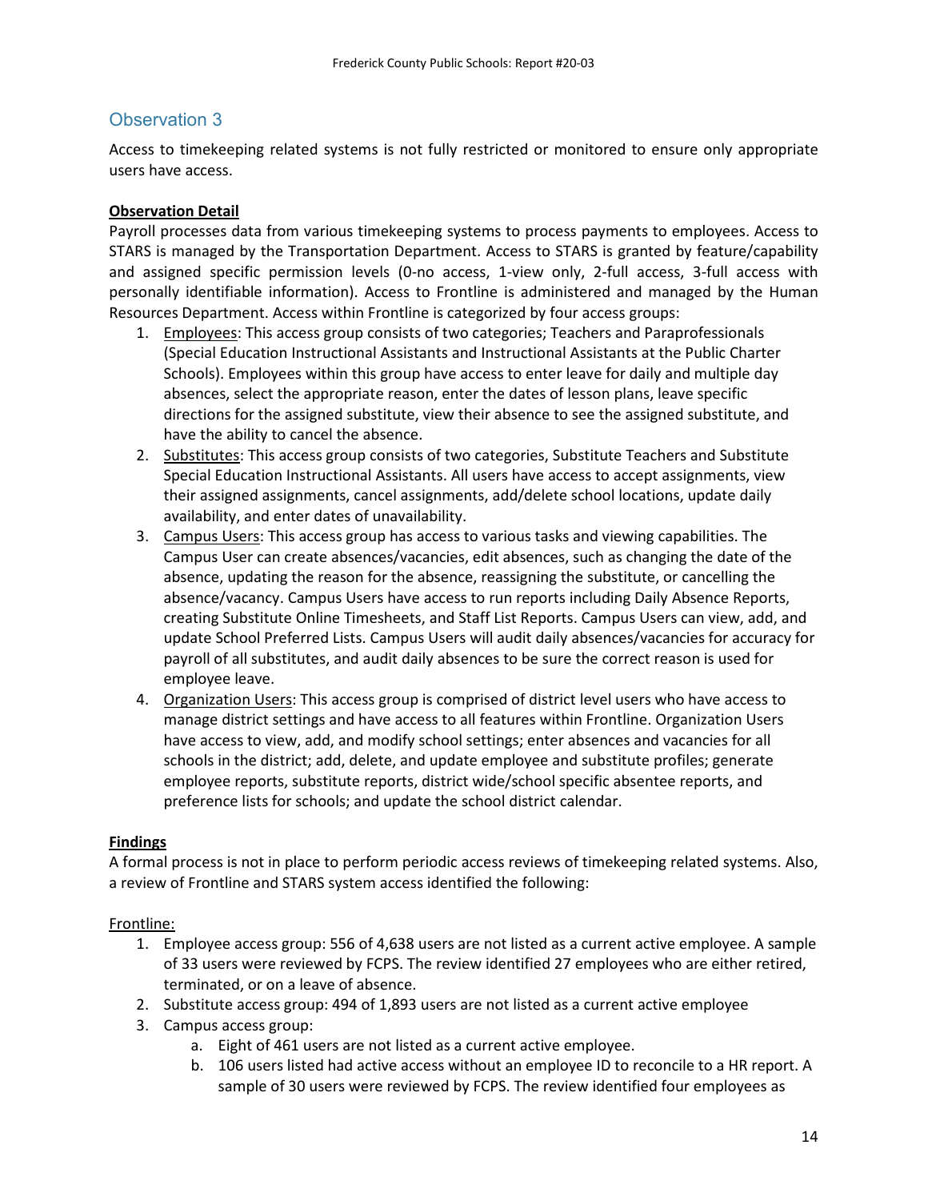## Observation 3

Access to timekeeping related systems is not fully restricted or monitored to ensure only appropriate users have access.

**Observation Detail**

Payroll processes data from various timekeeping systems to process payments to employees. Access to STARS is managed by the Transportation Department. Access to STARS is granted by feature/capability and assigned specific permission levels (0-no access, 1-view only, 2-full access, 3-full access with personally identifiable information). Access to Frontline is administered and managed by the Human Resources Department. Access within Frontline is categorized by four access groups:

1. Employees: This access group consists of two categories; Teachers and Paraprofessionals (Special Education Instructional Assistants and Instructional Assistants at the Public Charter Schools). Employees within this group have access to enter leave for daily and multiple day absences, select the appropriate reason, enter the dates of lesson plans, leave specific directions for the assigned substitute, view their absence to see the assigned substitute, and have the ability to cancel the absence.
2. Substitutes: This access group consists of two categories, Substitute Teachers and Substitute Special Education Instructional Assistants. All users have access to accept assignments, view their assigned assignments, cancel assignments, add/delete school locations, update daily availability, and enter dates of unavailability.
3. Campus Users: This access group has access to various tasks and viewing capabilities. The Campus User can create absences/vacancies, edit absences, such as changing the date of the absence, updating the reason for the absence, reassigning the substitute, or cancelling the absence/vacancy. Campus Users have access to run reports including Daily Absence Reports, creating Substitute Online Timesheets, and Staff List Reports. Campus Users can view, add, and update School Preferred Lists. Campus Users will audit daily absences/vacancies for accuracy for payroll of all substitutes, and audit daily absences to be sure the correct reason is used for employee leave.
4. Organization Users: This access group is comprised of district level users who have access to manage district settings and have access to all features within Frontline. Organization Users have access to view, add, and modify school settings; enter absences and vacancies for all schools in the district; add, delete, and update employee and substitute profiles; generate employee reports, substitute reports, district wide/school specific absentee reports, and preference lists for schools; and update the school district calendar.

**Findings**

A formal process is not in place to perform periodic access reviews of timekeeping related systems. Also, a review of Frontline and STARS system access identified the following:

Frontline:

1. Employee access group: 556 of 4,638 users are not listed as a current active employee. A sample of 33 users were reviewed by FCPS. The review identified 27 employees who are either retired, terminated, or on a leave of absence.
2. Substitute access group: 494 of 1,893 users are not listed as a current active employee
3. Campus access group:
   a. Eight of 461 users are not listed as a current active employee.
   b. 106 users listed had active access without an employee ID to reconcile to a HR report. A sample of 30 users were reviewed by FCPS. The review identified four employees as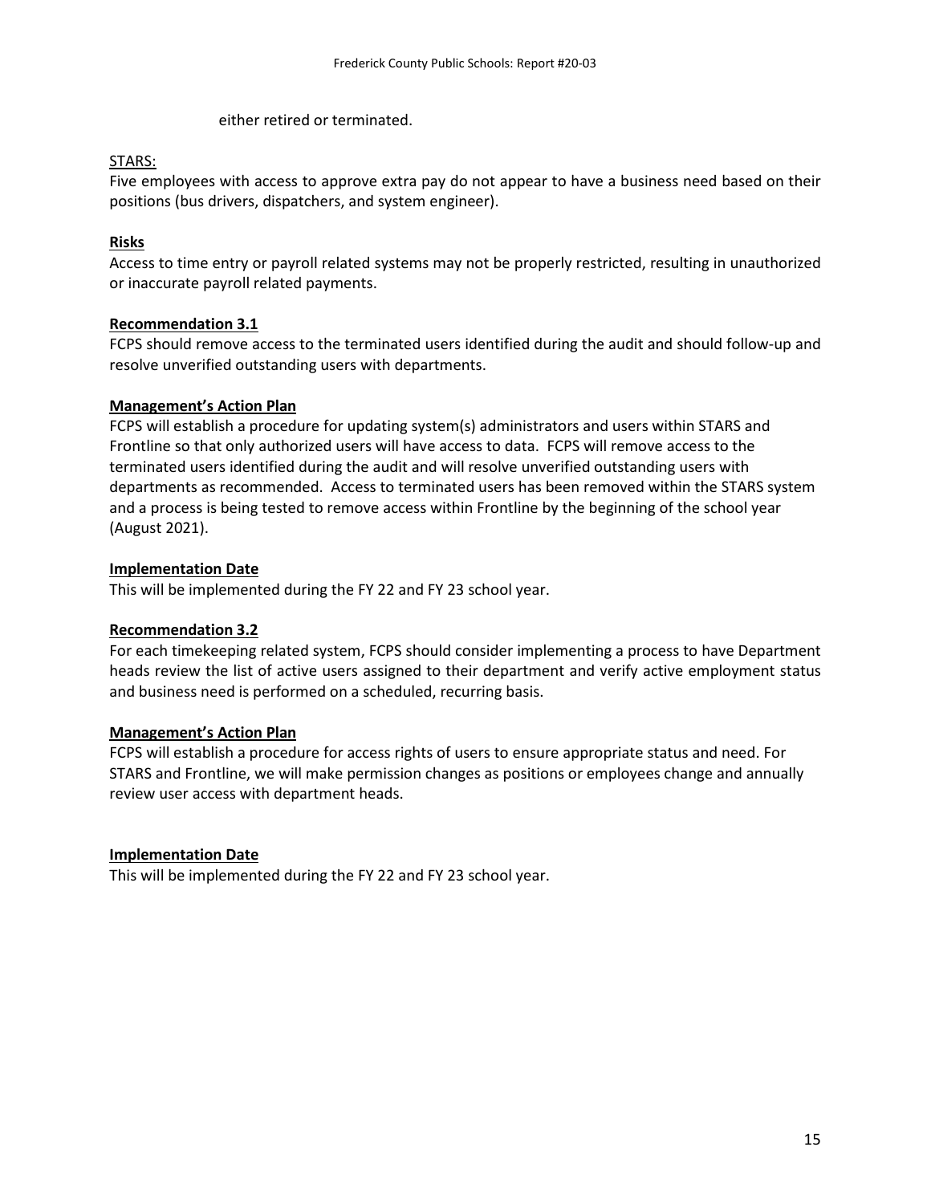either retired or terminated.

STARS:

Five employees with access to approve extra pay do not appear to have a business need based on their positions (bus drivers, dispatchers, and system engineer).

**Risks**

Access to time entry or payroll related systems may not be properly restricted, resulting in unauthorized or inaccurate payroll related payments.

**Recommendation 3.1**

FCPS should remove access to the terminated users identified during the audit and should follow-up and resolve unverified outstanding users with departments.

**Management's Action Plan**

FCPS will establish a procedure for updating system(s) administrators and users within STARS and Frontline so that only authorized users will have access to data. FCPS will remove access to the terminated users identified during the audit and will resolve unverified outstanding users with departments as recommended. Access to terminated users has been removed within the STARS system and a process is being tested to remove access within Frontline by the beginning of the school year (August 2021).

**Implementation Date**

This will be implemented during the FY 22 and FY 23 school year.

**Recommendation 3.2**

For each timekeeping related system, FCPS should consider implementing a process to have Department heads review the list of active users assigned to their department and verify active employment status and business need is performed on a scheduled, recurring basis.

**Management's Action Plan**

FCPS will establish a procedure for access rights of users to ensure appropriate status and need. For STARS and Frontline, we will make permission changes as positions or employees change and annually review user access with department heads.

**Implementation Date**

This will be implemented during the FY 22 and FY 23 school year.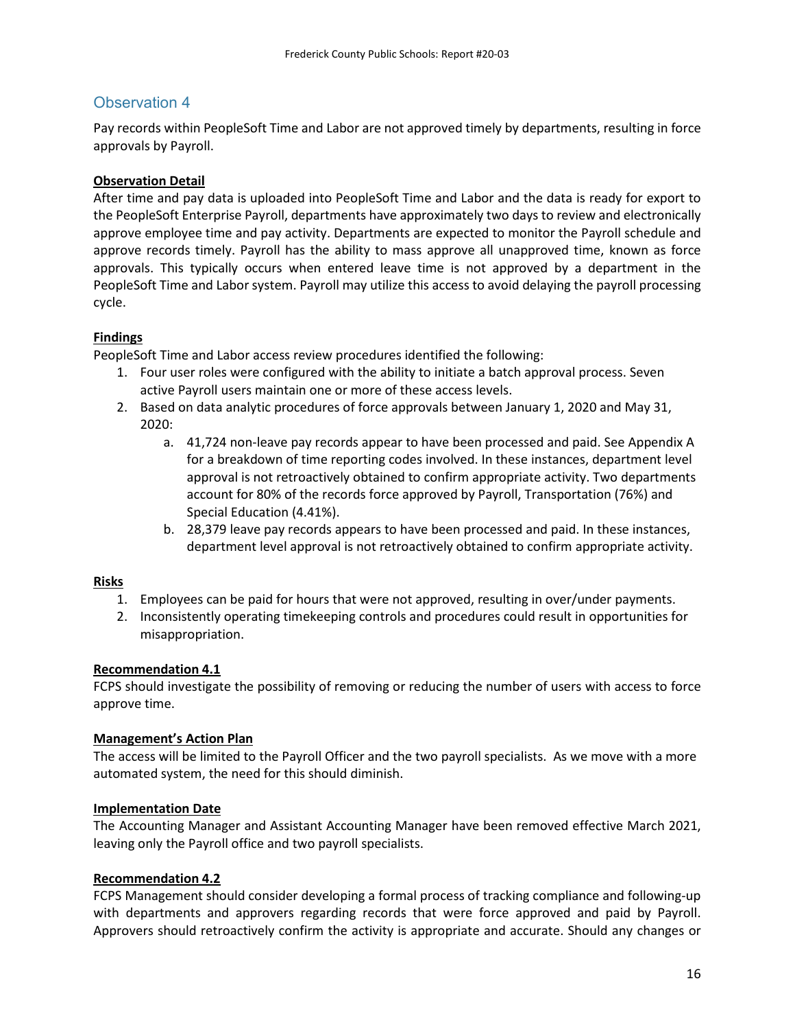## Observation 4

Pay records within PeopleSoft Time and Labor are not approved timely by departments, resulting in force approvals by Payroll.

**Observation Detail**

After time and pay data is uploaded into PeopleSoft Time and Labor and the data is ready for export to the PeopleSoft Enterprise Payroll, departments have approximately two days to review and electronically approve employee time and pay activity. Departments are expected to monitor the Payroll schedule and approve records timely. Payroll has the ability to mass approve all unapproved time, known as force approvals. This typically occurs when entered leave time is not approved by a department in the PeopleSoft Time and Labor system. Payroll may utilize this access to avoid delaying the payroll processing cycle.

**Findings**

PeopleSoft Time and Labor access review procedures identified the following:

1. Four user roles were configured with the ability to initiate a batch approval process. Seven active Payroll users maintain one or more of these access levels.
2. Based on data analytic procedures of force approvals between January 1, 2020 and May 31, 2020:
    a. 41,724 non-leave pay records appear to have been processed and paid. See Appendix A for a breakdown of time reporting codes involved. In these instances, department level approval is not retroactively obtained to confirm appropriate activity. Two departments account for 80% of the records force approved by Payroll, Transportation (76%) and Special Education (4.41%).
    b. 28,379 leave pay records appears to have been processed and paid. In these instances, department level approval is not retroactively obtained to confirm appropriate activity.

**Risks**

1. Employees can be paid for hours that were not approved, resulting in over/under payments.
2. Inconsistently operating timekeeping controls and procedures could result in opportunities for misappropriation.

**Recommendation 4.1**

FCPS should investigate the possibility of removing or reducing the number of users with access to force approve time.

**Management's Action Plan**

The access will be limited to the Payroll Officer and the two payroll specialists. As we move with a more automated system, the need for this should diminish.

**Implementation Date**

The Accounting Manager and Assistant Accounting Manager have been removed effective March 2021, leaving only the Payroll office and two payroll specialists.

**Recommendation 4.2**

FCPS Management should consider developing a formal process of tracking compliance and following-up with departments and approvers regarding records that were force approved and paid by Payroll. Approvers should retroactively confirm the activity is appropriate and accurate. Should any changes or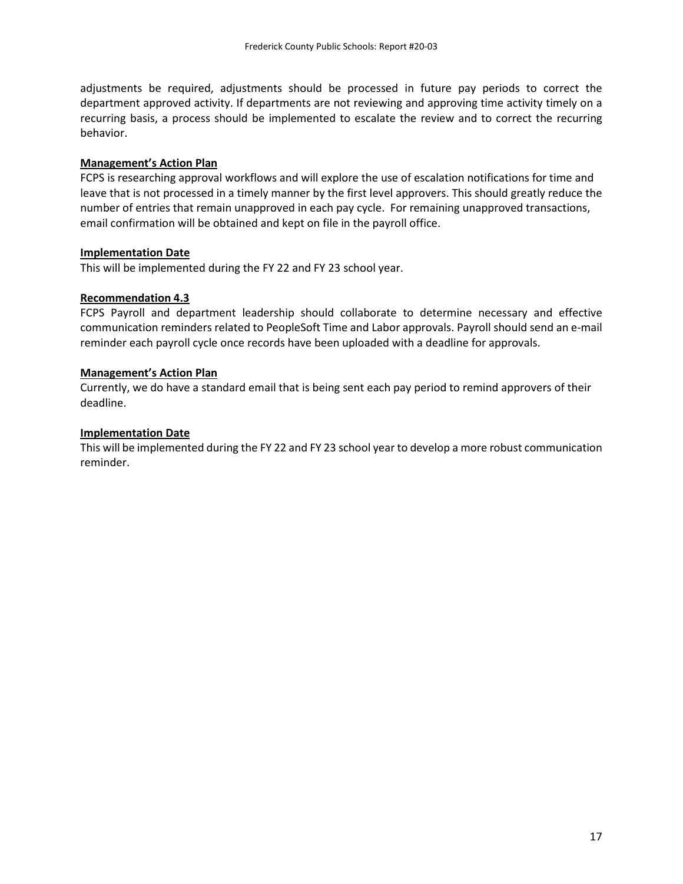adjustments be required, adjustments should be processed in future pay periods to correct the department approved activity. If departments are not reviewing and approving time activity timely on a recurring basis, a process should be implemented to escalate the review and to correct the recurring behavior.

**Management's Action Plan**

FCPS is researching approval workflows and will explore the use of escalation notifications for time and leave that is not processed in a timely manner by the first level approvers. This should greatly reduce the number of entries that remain unapproved in each pay cycle. For remaining unapproved transactions, email confirmation will be obtained and kept on file in the payroll office.

**Implementation Date**

This will be implemented during the FY 22 and FY 23 school year.

**Recommendation 4.3**

FCPS Payroll and department leadership should collaborate to determine necessary and effective communication reminders related to PeopleSoft Time and Labor approvals. Payroll should send an e-mail reminder each payroll cycle once records have been uploaded with a deadline for approvals.

**Management's Action Plan**

Currently, we do have a standard email that is being sent each pay period to remind approvers of their deadline.

**Implementation Date**

This will be implemented during the FY 22 and FY 23 school year to develop a more robust communication reminder.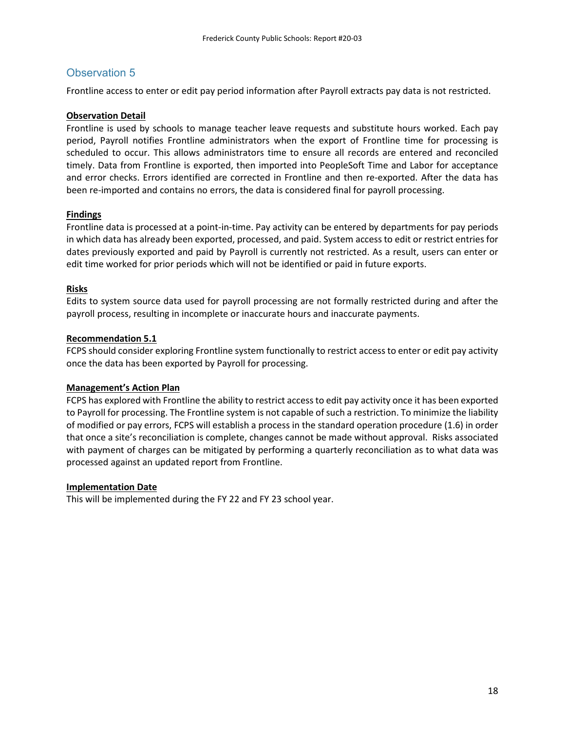## Observation 5

Frontline access to enter or edit pay period information after Payroll extracts pay data is not restricted.

**Observation Detail**

Frontline is used by schools to manage teacher leave requests and substitute hours worked. Each pay period, Payroll notifies Frontline administrators when the export of Frontline time for processing is scheduled to occur. This allows administrators time to ensure all records are entered and reconciled timely. Data from Frontline is exported, then imported into PeopleSoft Time and Labor for acceptance and error checks. Errors identified are corrected in Frontline and then re-exported. After the data has been re-imported and contains no errors, the data is considered final for payroll processing.

**Findings**

Frontline data is processed at a point-in-time. Pay activity can be entered by departments for pay periods in which data has already been exported, processed, and paid. System access to edit or restrict entries for dates previously exported and paid by Payroll is currently not restricted. As a result, users can enter or edit time worked for prior periods which will not be identified or paid in future exports.

**Risks**

Edits to system source data used for payroll processing are not formally restricted during and after the payroll process, resulting in incomplete or inaccurate hours and inaccurate payments.

**Recommendation 5.1**

FCPS should consider exploring Frontline system functionally to restrict access to enter or edit pay activity once the data has been exported by Payroll for processing.

**Management's Action Plan**

FCPS has explored with Frontline the ability to restrict access to edit pay activity once it has been exported to Payroll for processing. The Frontline system is not capable of such a restriction. To minimize the liability of modified or pay errors, FCPS will establish a process in the standard operation procedure (1.6) in order that once a site's reconciliation is complete, changes cannot be made without approval. Risks associated with payment of charges can be mitigated by performing a quarterly reconciliation as to what data was processed against an updated report from Frontline.

**Implementation Date**

This will be implemented during the FY 22 and FY 23 school year.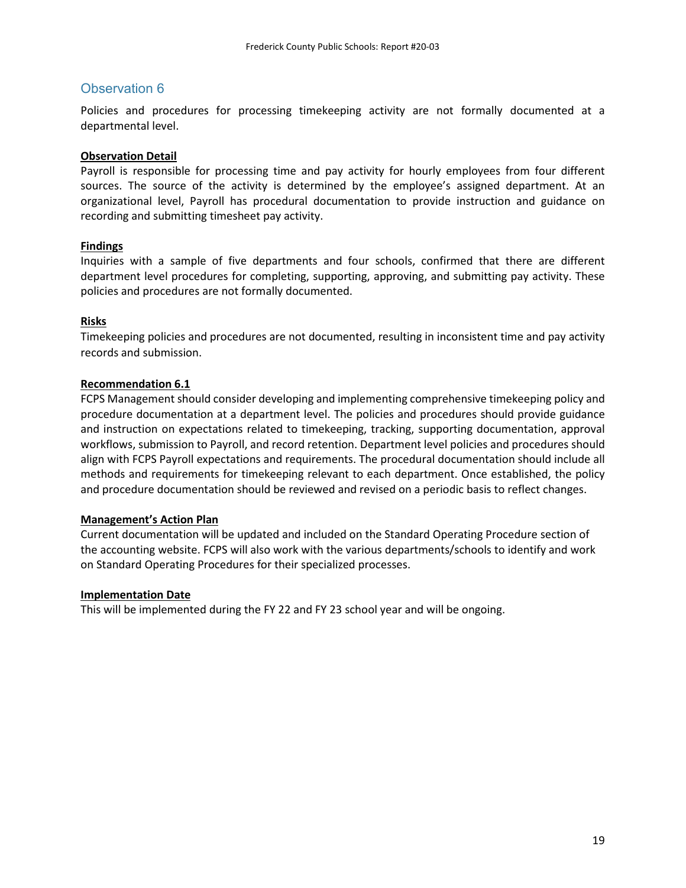## Observation 6

Policies and procedures for processing timekeeping activity are not formally documented at a departmental level.

**Observation Detail**

Payroll is responsible for processing time and pay activity for hourly employees from four different sources. The source of the activity is determined by the employee's assigned department. At an organizational level, Payroll has procedural documentation to provide instruction and guidance on recording and submitting timesheet pay activity.

**Findings**

Inquiries with a sample of five departments and four schools, confirmed that there are different department level procedures for completing, supporting, approving, and submitting pay activity. These policies and procedures are not formally documented.

**Risks**

Timekeeping policies and procedures are not documented, resulting in inconsistent time and pay activity records and submission.

**Recommendation 6.1**

FCPS Management should consider developing and implementing comprehensive timekeeping policy and procedure documentation at a department level. The policies and procedures should provide guidance and instruction on expectations related to timekeeping, tracking, supporting documentation, approval workflows, submission to Payroll, and record retention. Department level policies and procedures should align with FCPS Payroll expectations and requirements. The procedural documentation should include all methods and requirements for timekeeping relevant to each department. Once established, the policy and procedure documentation should be reviewed and revised on a periodic basis to reflect changes.

**Management's Action Plan**

Current documentation will be updated and included on the Standard Operating Procedure section of the accounting website. FCPS will also work with the various departments/schools to identify and work on Standard Operating Procedures for their specialized processes.

**Implementation Date**

This will be implemented during the FY 22 and FY 23 school year and will be ongoing.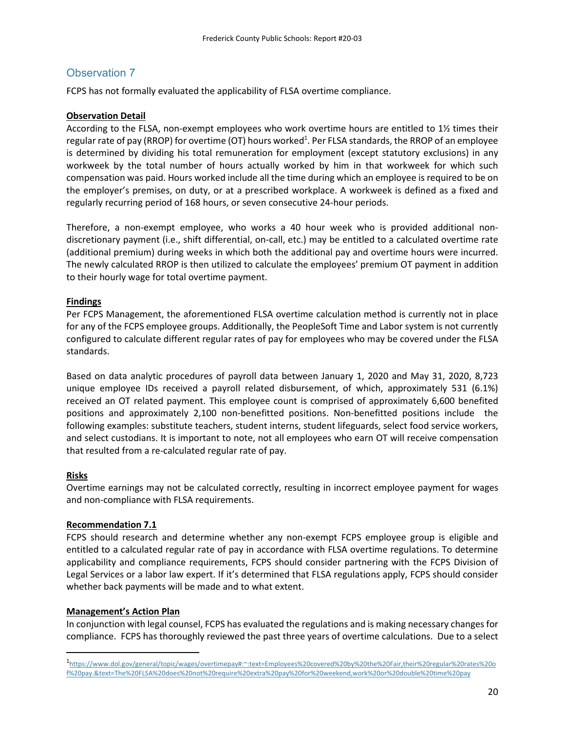## Observation 7

FCPS has not formally evaluated the applicability of FLSA overtime compliance.

**Observation Detail**

According to the FLSA, non-exempt employees who work overtime hours are entitled to 1½ times their regular rate of pay (RROP) for overtime (OT) hours worked[1]. Per FLSA standards, the RROP of an employee is determined by dividing his total remuneration for employment (except statutory exclusions) in any workweek by the total number of hours actually worked by him in that workweek for which such compensation was paid. Hours worked include all the time during which an employee is required to be on the employer's premises, on duty, or at a prescribed workplace. A workweek is defined as a fixed and regularly recurring period of 168 hours, or seven consecutive 24-hour periods.

Therefore, a non-exempt employee, who works a 40 hour week who is provided additional non-discretionary payment (i.e., shift differential, on-call, etc.) may be entitled to a calculated overtime rate (additional premium) during weeks in which both the additional pay and overtime hours were incurred. The newly calculated RROP is then utilized to calculate the employees' premium OT payment in addition to their hourly wage for total overtime payment.

**Findings**

Per FCPS Management, the aforementioned FLSA overtime calculation method is currently not in place for any of the FCPS employee groups. Additionally, the PeopleSoft Time and Labor system is not currently configured to calculate different regular rates of pay for employees who may be covered under the FLSA standards.

Based on data analytic procedures of payroll data between January 1, 2020 and May 31, 2020, 8,723 unique employee IDs received a payroll related disbursement, of which, approximately 531 (6.1%) received an OT related payment. This employee count is comprised of approximately 6,600 benefited positions and approximately 2,100 non-benefitted positions. Non-benefitted positions include the following examples: substitute teachers, student interns, student lifeguards, select food service workers, and select custodians. It is important to note, not all employees who earn OT will receive compensation that resulted from a re-calculated regular rate of pay.

**Risks**

Overtime earnings may not be calculated correctly, resulting in incorrect employee payment for wages and non-compliance with FLSA requirements.

**Recommendation 7.1**

FCPS should research and determine whether any non-exempt FCPS employee group is eligible and entitled to a calculated regular rate of pay in accordance with FLSA overtime regulations. To determine applicability and compliance requirements, FCPS should consider partnering with the FCPS Division of Legal Services or a labor law expert. If it's determined that FLSA regulations apply, FCPS should consider whether back payments will be made and to what extent.

**Management's Action Plan**

In conjunction with legal counsel, FCPS has evaluated the regulations and is making necessary changes for compliance. FCPS has thoroughly reviewed the past three years of overtime calculations. Due to a select

---

[1] https://www.dol.gov/general/topic/wages/overtimepay#:~:text=Employees%20covered%20by%20the%20Fair,their%20regular%20rates%20of%20pay.&text=The%20FLSA%20does%20not%20require%20extra%20pay%20for%20weekend,work%20or%20double%20time%20pay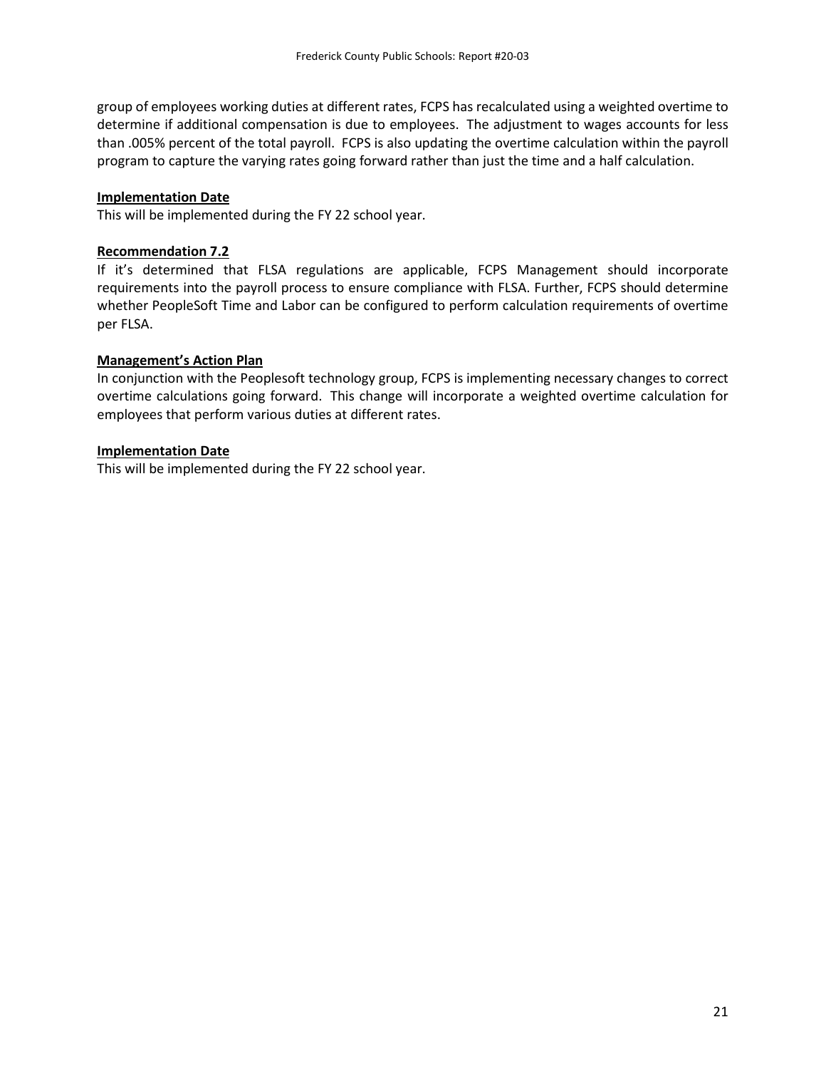group of employees working duties at different rates, FCPS has recalculated using a weighted overtime to determine if additional compensation is due to employees. The adjustment to wages accounts for less than .005% percent of the total payroll. FCPS is also updating the overtime calculation within the payroll program to capture the varying rates going forward rather than just the time and a half calculation.

**Implementation Date**

This will be implemented during the FY 22 school year.

**Recommendation 7.2**

If it's determined that FLSA regulations are applicable, FCPS Management should incorporate requirements into the payroll process to ensure compliance with FLSA. Further, FCPS should determine whether PeopleSoft Time and Labor can be configured to perform calculation requirements of overtime per FLSA.

**Management's Action Plan**

In conjunction with the Peoplesoft technology group, FCPS is implementing necessary changes to correct overtime calculations going forward. This change will incorporate a weighted overtime calculation for employees that perform various duties at different rates.

**Implementation Date**

This will be implemented during the FY 22 school year.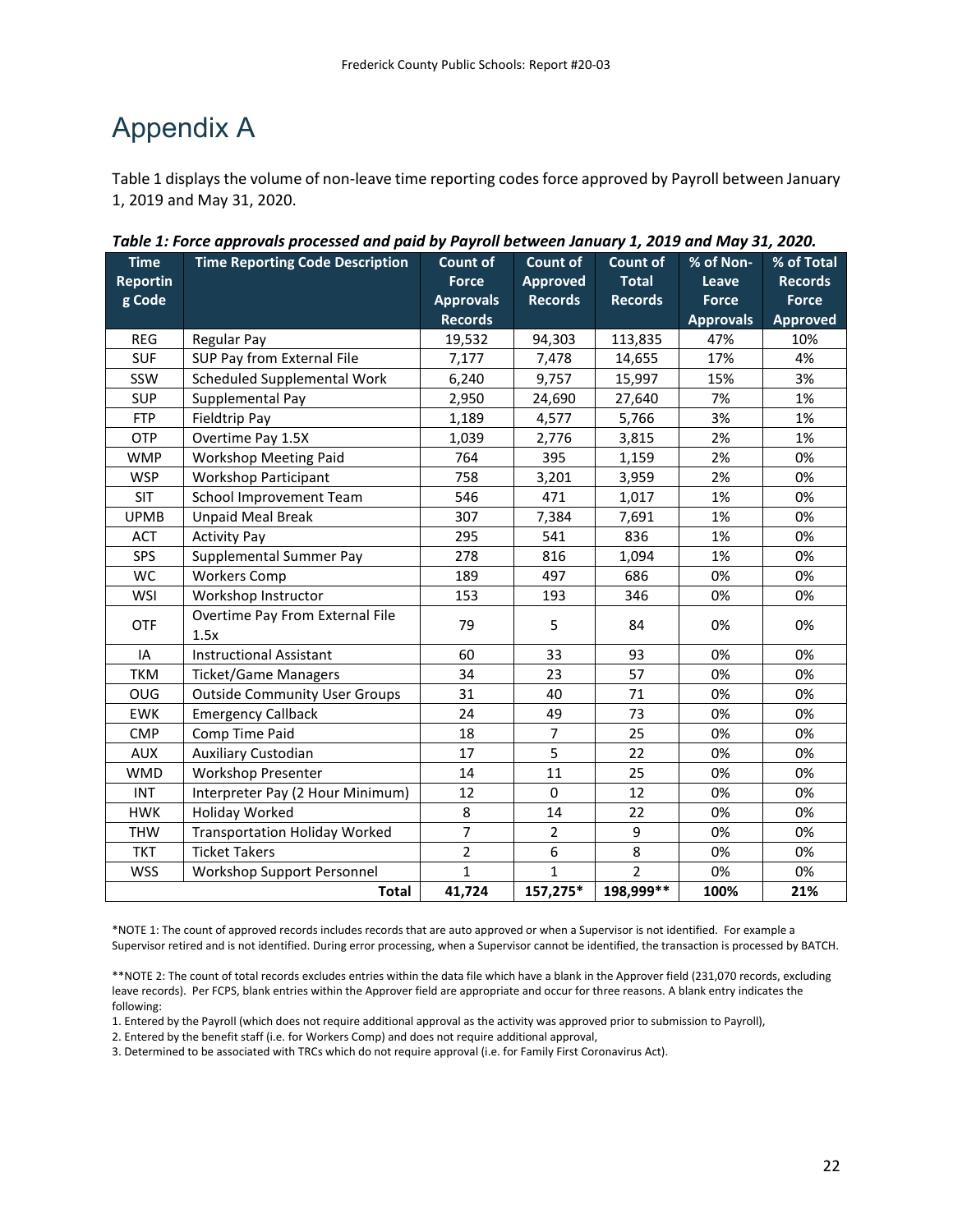# Appendix A

Table 1 displays the volume of non-leave time reporting codes force approved by Payroll between January 1, 2019 and May 31, 2020.

***Table 1: Force approvals processed and paid by Payroll between January 1, 2019 and May 31, 2020.***

| Time Reporting Code | Time Reporting Code Description | Count of Force Approvals Records | Count of Approved Records | Count of Total Records | % of Non-Leave Force Approvals | % of Total Records Force Approved |
|---|---|---|---|---|---|---|
| REG | Regular Pay | 19,532 | 94,303 | 113,835 | 47% | 10% |
| SUF | SUP Pay from External File | 7,177 | 7,478 | 14,655 | 17% | 4% |
| SSW | Scheduled Supplemental Work | 6,240 | 9,757 | 15,997 | 15% | 3% |
| SUP | Supplemental Pay | 2,950 | 24,690 | 27,640 | 7% | 1% |
| FTP | Fieldtrip Pay | 1,189 | 4,577 | 5,766 | 3% | 1% |
| OTP | Overtime Pay 1.5X | 1,039 | 2,776 | 3,815 | 2% | 1% |
| WMP | Workshop Meeting Paid | 764 | 395 | 1,159 | 2% | 0% |
| WSP | Workshop Participant | 758 | 3,201 | 3,959 | 2% | 0% |
| SIT | School Improvement Team | 546 | 471 | 1,017 | 1% | 0% |
| UPMB | Unpaid Meal Break | 307 | 7,384 | 7,691 | 1% | 0% |
| ACT | Activity Pay | 295 | 541 | 836 | 1% | 0% |
| SPS | Supplemental Summer Pay | 278 | 816 | 1,094 | 1% | 0% |
| WC | Workers Comp | 189 | 497 | 686 | 0% | 0% |
| WSI | Workshop Instructor | 153 | 193 | 346 | 0% | 0% |
| OTF | Overtime Pay From External File 1.5x | 79 | 5 | 84 | 0% | 0% |
| IA | Instructional Assistant | 60 | 33 | 93 | 0% | 0% |
| TKM | Ticket/Game Managers | 34 | 23 | 57 | 0% | 0% |
| OUG | Outside Community User Groups | 31 | 40 | 71 | 0% | 0% |
| EWK | Emergency Callback | 24 | 49 | 73 | 0% | 0% |
| CMP | Comp Time Paid | 18 | 7 | 25 | 0% | 0% |
| AUX | Auxiliary Custodian | 17 | 5 | 22 | 0% | 0% |
| WMD | Workshop Presenter | 14 | 11 | 25 | 0% | 0% |
| INT | Interpreter Pay (2 Hour Minimum) | 12 | 0 | 12 | 0% | 0% |
| HWK | Holiday Worked | 8 | 14 | 22 | 0% | 0% |
| THW | Transportation Holiday Worked | 7 | 2 | 9 | 0% | 0% |
| TKT | Ticket Takers | 2 | 6 | 8 | 0% | 0% |
| WSS | Workshop Support Personnel | 1 | 1 | 2 | 0% | 0% |
| | **Total** | **41,724** | **157,275*** | **198,999**** | **100%** | **21%** |

*NOTE 1: The count of approved records includes records that are auto approved or when a Supervisor is not identified. For example a Supervisor retired and is not identified. During error processing, when a Supervisor cannot be identified, the transaction is processed by BATCH.

**NOTE 2: The count of total records excludes entries within the data file which have a blank in the Approver field (231,070 records, excluding leave records). Per FCPS, blank entries within the Approver field are appropriate and occur for three reasons. A blank entry indicates the following:

1. Entered by the Payroll (which does not require additional approval as the activity was approved prior to submission to Payroll),
2. Entered by the benefit staff (i.e. for Workers Comp) and does not require additional approval,
3. Determined to be associated with TRCs which do not require approval (i.e. for Family First Coronavirus Act).